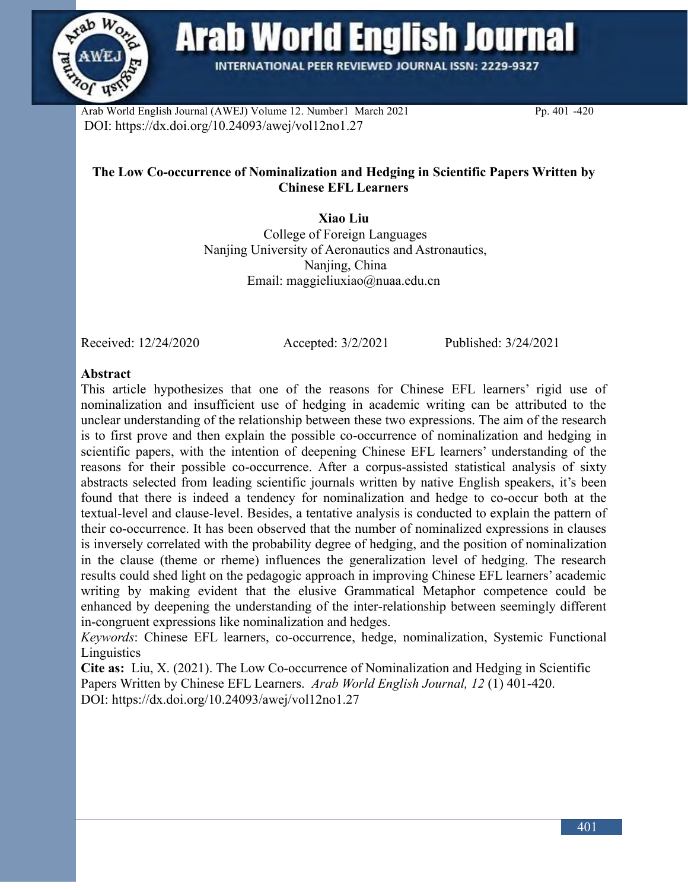DOI: https://dx.doi.org/10.24093/awej/vol12no1.27

# The Low Co-occurrence of Nominalization and Hedging in Scientific Papers Written by Chinese EFL Learners

**Xiao Liu**
College of Foreign Languages
Nanjing University of Aeronautics and Astronautics,
Nanjing, China
Email: maggieliuxiao@nuaa.edu.cn

Received: 12/24/2020 Accepted: 3/2/2021 Published: 3/24/2021

## Abstract

This article hypothesizes that one of the reasons for Chinese EFL learners' rigid use of nominalization and insufficient use of hedging in academic writing can be attributed to the unclear understanding of the relationship between these two expressions. The aim of the research is to first prove and then explain the possible co-occurrence of nominalization and hedging in scientific papers, with the intention of deepening Chinese EFL learners' understanding of the reasons for their possible co-occurrence. After a corpus-assisted statistical analysis of sixty abstracts selected from leading scientific journals written by native English speakers, it's been found that there is indeed a tendency for nominalization and hedge to co-occur both at the textual-level and clause-level. Besides, a tentative analysis is conducted to explain the pattern of their co-occurrence. It has been observed that the number of nominalized expressions in clauses is inversely correlated with the probability degree of hedging, and the position of nominalization in the clause (theme or rheme) influences the generalization level of hedging. The research results could shed light on the pedagogic approach in improving Chinese EFL learners' academic writing by making evident that the elusive Grammatical Metaphor competence could be enhanced by deepening the understanding of the inter-relationship between seemingly different in-congruent expressions like nominalization and hedges.

*Keywords*: Chinese EFL learners, co-occurrence, hedge, nominalization, Systemic Functional Linguistics

**Cite as:** Liu, X. (2021). The Low Co-occurrence of Nominalization and Hedging in Scientific Papers Written by Chinese EFL Learners. *Arab World English Journal, 12* (1) 401-420.
DOI: https://dx.doi.org/10.24093/awej/vol12no1.27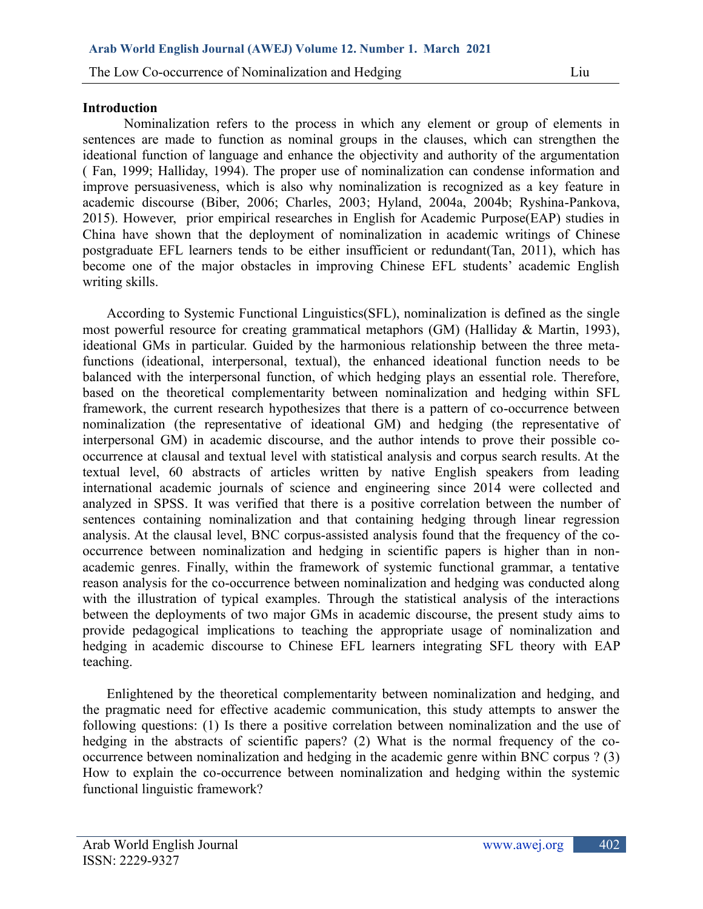## Introduction

Nominalization refers to the process in which any element or group of elements in sentences are made to function as nominal groups in the clauses, which can strengthen the ideational function of language and enhance the objectivity and authority of the argumentation ( Fan, 1999; Halliday, 1994). The proper use of nominalization can condense information and improve persuasiveness, which is also why nominalization is recognized as a key feature in academic discourse (Biber, 2006; Charles, 2003; Hyland, 2004a, 2004b; Ryshina-Pankova, 2015). However, prior empirical researches in English for Academic Purpose(EAP) studies in China have shown that the deployment of nominalization in academic writings of Chinese postgraduate EFL learners tends to be either insufficient or redundant(Tan, 2011), which has become one of the major obstacles in improving Chinese EFL students' academic English writing skills.

According to Systemic Functional Linguistics(SFL), nominalization is defined as the single most powerful resource for creating grammatical metaphors (GM) (Halliday & Martin, 1993), ideational GMs in particular. Guided by the harmonious relationship between the three meta-functions (ideational, interpersonal, textual), the enhanced ideational function needs to be balanced with the interpersonal function, of which hedging plays an essential role. Therefore, based on the theoretical complementarity between nominalization and hedging within SFL framework, the current research hypothesizes that there is a pattern of co-occurrence between nominalization (the representative of ideational GM) and hedging (the representative of interpersonal GM) in academic discourse, and the author intends to prove their possible co-occurrence at clausal and textual level with statistical analysis and corpus search results. At the textual level, 60 abstracts of articles written by native English speakers from leading international academic journals of science and engineering since 2014 were collected and analyzed in SPSS. It was verified that there is a positive correlation between the number of sentences containing nominalization and that containing hedging through linear regression analysis. At the clausal level, BNC corpus-assisted analysis found that the frequency of the co-occurrence between nominalization and hedging in scientific papers is higher than in non-academic genres. Finally, within the framework of systemic functional grammar, a tentative reason analysis for the co-occurrence between nominalization and hedging was conducted along with the illustration of typical examples. Through the statistical analysis of the interactions between the deployments of two major GMs in academic discourse, the present study aims to provide pedagogical implications to teaching the appropriate usage of nominalization and hedging in academic discourse to Chinese EFL learners integrating SFL theory with EAP teaching.

Enlightened by the theoretical complementarity between nominalization and hedging, and the pragmatic need for effective academic communication, this study attempts to answer the following questions: (1) Is there a positive correlation between nominalization and the use of hedging in the abstracts of scientific papers? (2) What is the normal frequency of the co-occurrence between nominalization and hedging in the academic genre within BNC corpus ? (3) How to explain the co-occurrence between nominalization and hedging within the systemic functional linguistic framework?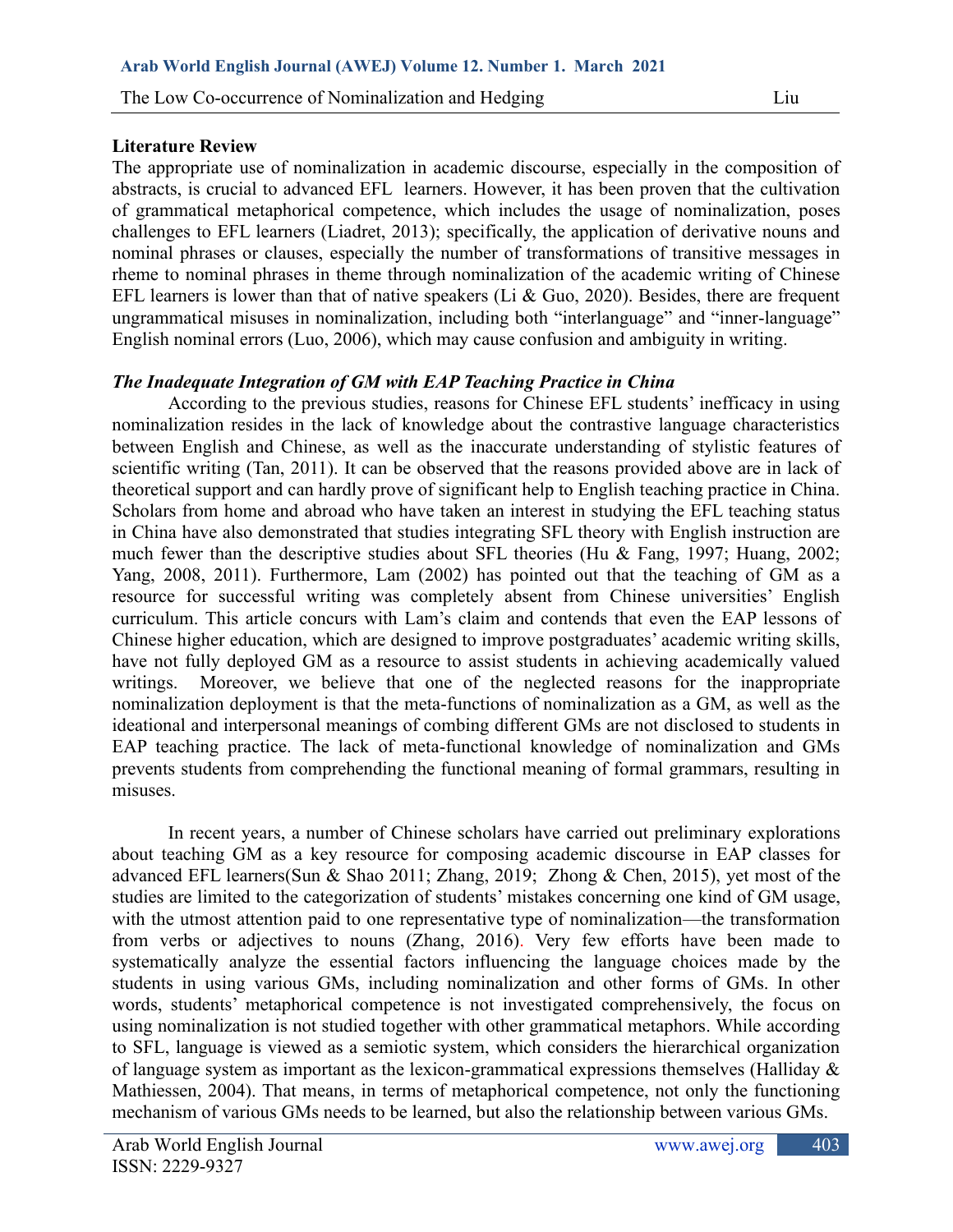**Literature Review**

The appropriate use of nominalization in academic discourse, especially in the composition of abstracts, is crucial to advanced EFL learners. However, it has been proven that the cultivation of grammatical metaphorical competence, which includes the usage of nominalization, poses challenges to EFL learners (Liadret, 2013); specifically, the application of derivative nouns and nominal phrases or clauses, especially the number of transformations of transitive messages in rheme to nominal phrases in theme through nominalization of the academic writing of Chinese EFL learners is lower than that of native speakers (Li & Guo, 2020). Besides, there are frequent ungrammatical misuses in nominalization, including both "interlanguage" and "inner-language" English nominal errors (Luo, 2006), which may cause confusion and ambiguity in writing.

***The Inadequate Integration of GM with EAP Teaching Practice in China***

According to the previous studies, reasons for Chinese EFL students' inefficacy in using nominalization resides in the lack of knowledge about the contrastive language characteristics between English and Chinese, as well as the inaccurate understanding of stylistic features of scientific writing (Tan, 2011). It can be observed that the reasons provided above are in lack of theoretical support and can hardly prove of significant help to English teaching practice in China. Scholars from home and abroad who have taken an interest in studying the EFL teaching status in China have also demonstrated that studies integrating SFL theory with English instruction are much fewer than the descriptive studies about SFL theories (Hu & Fang, 1997; Huang, 2002; Yang, 2008, 2011). Furthermore, Lam (2002) has pointed out that the teaching of GM as a resource for successful writing was completely absent from Chinese universities' English curriculum. This article concurs with Lam's claim and contends that even the EAP lessons of Chinese higher education, which are designed to improve postgraduates' academic writing skills, have not fully deployed GM as a resource to assist students in achieving academically valued writings. Moreover, we believe that one of the neglected reasons for the inappropriate nominalization deployment is that the meta-functions of nominalization as a GM, as well as the ideational and interpersonal meanings of combing different GMs are not disclosed to students in EAP teaching practice. The lack of meta-functional knowledge of nominalization and GMs prevents students from comprehending the functional meaning of formal grammars, resulting in misuses.

In recent years, a number of Chinese scholars have carried out preliminary explorations about teaching GM as a key resource for composing academic discourse in EAP classes for advanced EFL learners(Sun & Shao 2011; Zhang, 2019; Zhong & Chen, 2015), yet most of the studies are limited to the categorization of students' mistakes concerning one kind of GM usage, with the utmost attention paid to one representative type of nominalization—the transformation from verbs or adjectives to nouns (Zhang, 2016). Very few efforts have been made to systematically analyze the essential factors influencing the language choices made by the students in using various GMs, including nominalization and other forms of GMs. In other words, students' metaphorical competence is not investigated comprehensively, the focus on using nominalization is not studied together with other grammatical metaphors. While according to SFL, language is viewed as a semiotic system, which considers the hierarchical organization of language system as important as the lexicon-grammatical expressions themselves (Halliday & Mathiessen, 2004). That means, in terms of metaphorical competence, not only the functioning mechanism of various GMs needs to be learned, but also the relationship between various GMs.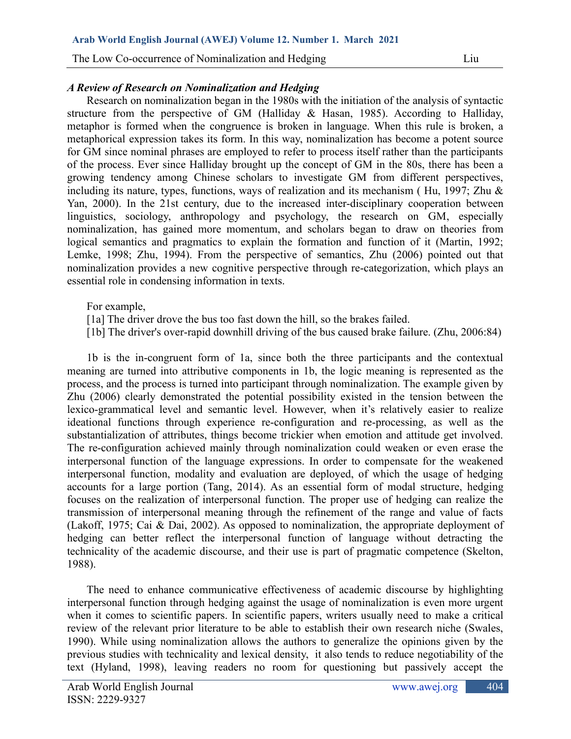### *A Review of Research on Nominalization and Hedging*

Research on nominalization began in the 1980s with the initiation of the analysis of syntactic structure from the perspective of GM (Halliday & Hasan, 1985). According to Halliday, metaphor is formed when the congruence is broken in language. When this rule is broken, a metaphorical expression takes its form. In this way, nominalization has become a potent source for GM since nominal phrases are employed to refer to process itself rather than the participants of the process. Ever since Halliday brought up the concept of GM in the 80s, there has been a growing tendency among Chinese scholars to investigate GM from different perspectives, including its nature, types, functions, ways of realization and its mechanism ( Hu, 1997; Zhu & Yan, 2000). In the 21st century, due to the increased inter-disciplinary cooperation between linguistics, sociology, anthropology and psychology, the research on GM, especially nominalization, has gained more momentum, and scholars began to draw on theories from logical semantics and pragmatics to explain the formation and function of it (Martin, 1992; Lemke, 1998; Zhu, 1994). From the perspective of semantics, Zhu (2006) pointed out that nominalization provides a new cognitive perspective through re-categorization, which plays an essential role in condensing information in texts.

For example,

[1a] The driver drove the bus too fast down the hill, so the brakes failed.

[1b] The driver's over-rapid downhill driving of the bus caused brake failure. (Zhu, 2006:84)

1b is the in-congruent form of 1a, since both the three participants and the contextual meaning are turned into attributive components in 1b, the logic meaning is represented as the process, and the process is turned into participant through nominalization. The example given by Zhu (2006) clearly demonstrated the potential possibility existed in the tension between the lexico-grammatical level and semantic level. However, when it's relatively easier to realize ideational functions through experience re-configuration and re-processing, as well as the substantialization of attributes, things become trickier when emotion and attitude get involved. The re-configuration achieved mainly through nominalization could weaken or even erase the interpersonal function of the language expressions. In order to compensate for the weakened interpersonal function, modality and evaluation are deployed, of which the usage of hedging accounts for a large portion (Tang, 2014). As an essential form of modal structure, hedging focuses on the realization of interpersonal function. The proper use of hedging can realize the transmission of interpersonal meaning through the refinement of the range and value of facts (Lakoff, 1975; Cai & Dai, 2002). As opposed to nominalization, the appropriate deployment of hedging can better reflect the interpersonal function of language without detracting the technicality of the academic discourse, and their use is part of pragmatic competence (Skelton, 1988).

The need to enhance communicative effectiveness of academic discourse by highlighting interpersonal function through hedging against the usage of nominalization is even more urgent when it comes to scientific papers. In scientific papers, writers usually need to make a critical review of the relevant prior literature to be able to establish their own research niche (Swales, 1990). While using nominalization allows the authors to generalize the opinions given by the previous studies with technicality and lexical density, it also tends to reduce negotiability of the text (Hyland, 1998), leaving readers no room for questioning but passively accept the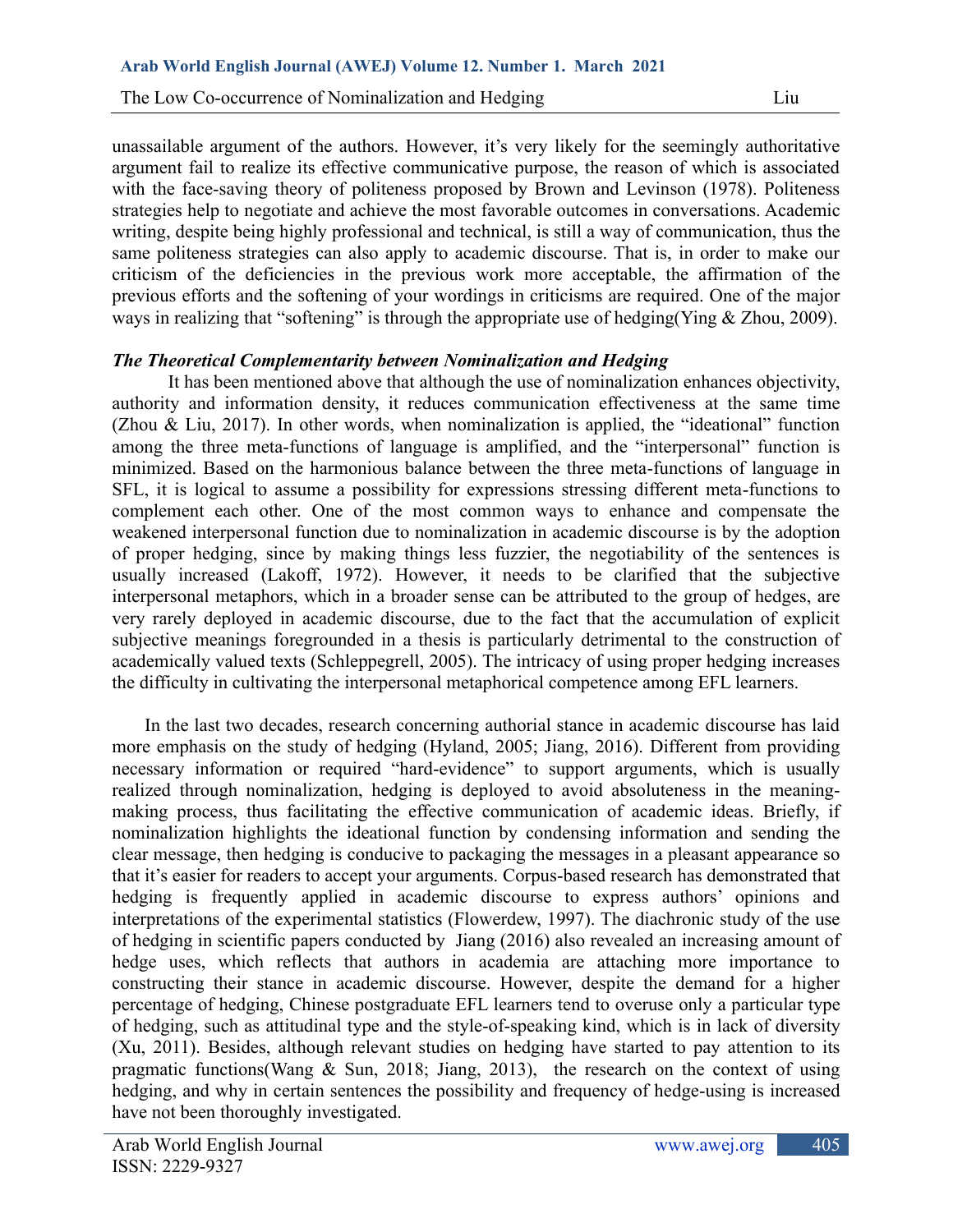unassailable argument of the authors. However, it's very likely for the seemingly authoritative argument fail to realize its effective communicative purpose, the reason of which is associated with the face-saving theory of politeness proposed by Brown and Levinson (1978). Politeness strategies help to negotiate and achieve the most favorable outcomes in conversations. Academic writing, despite being highly professional and technical, is still a way of communication, thus the same politeness strategies can also apply to academic discourse. That is, in order to make our criticism of the deficiencies in the previous work more acceptable, the affirmation of the previous efforts and the softening of your wordings in criticisms are required. One of the major ways in realizing that "softening" is through the appropriate use of hedging(Ying & Zhou, 2009).

***The Theoretical Complementarity between Nominalization and Hedging***

It has been mentioned above that although the use of nominalization enhances objectivity, authority and information density, it reduces communication effectiveness at the same time (Zhou & Liu, 2017). In other words, when nominalization is applied, the "ideational" function among the three meta-functions of language is amplified, and the "interpersonal" function is minimized. Based on the harmonious balance between the three meta-functions of language in SFL, it is logical to assume a possibility for expressions stressing different meta-functions to complement each other. One of the most common ways to enhance and compensate the weakened interpersonal function due to nominalization in academic discourse is by the adoption of proper hedging, since by making things less fuzzier, the negotiability of the sentences is usually increased (Lakoff, 1972). However, it needs to be clarified that the subjective interpersonal metaphors, which in a broader sense can be attributed to the group of hedges, are very rarely deployed in academic discourse, due to the fact that the accumulation of explicit subjective meanings foregrounded in a thesis is particularly detrimental to the construction of academically valued texts (Schleppegrell, 2005). The intricacy of using proper hedging increases the difficulty in cultivating the interpersonal metaphorical competence among EFL learners.

In the last two decades, research concerning authorial stance in academic discourse has laid more emphasis on the study of hedging (Hyland, 2005; Jiang, 2016). Different from providing necessary information or required "hard-evidence" to support arguments, which is usually realized through nominalization, hedging is deployed to avoid absoluteness in the meaning-making process, thus facilitating the effective communication of academic ideas. Briefly, if nominalization highlights the ideational function by condensing information and sending the clear message, then hedging is conducive to packaging the messages in a pleasant appearance so that it's easier for readers to accept your arguments. Corpus-based research has demonstrated that hedging is frequently applied in academic discourse to express authors' opinions and interpretations of the experimental statistics (Flowerdew, 1997). The diachronic study of the use of hedging in scientific papers conducted by Jiang (2016) also revealed an increasing amount of hedge uses, which reflects that authors in academia are attaching more importance to constructing their stance in academic discourse. However, despite the demand for a higher percentage of hedging, Chinese postgraduate EFL learners tend to overuse only a particular type of hedging, such as attitudinal type and the style-of-speaking kind, which is in lack of diversity (Xu, 2011). Besides, although relevant studies on hedging have started to pay attention to its pragmatic functions(Wang & Sun, 2018; Jiang, 2013), the research on the context of using hedging, and why in certain sentences the possibility and frequency of hedge-using is increased have not been thoroughly investigated.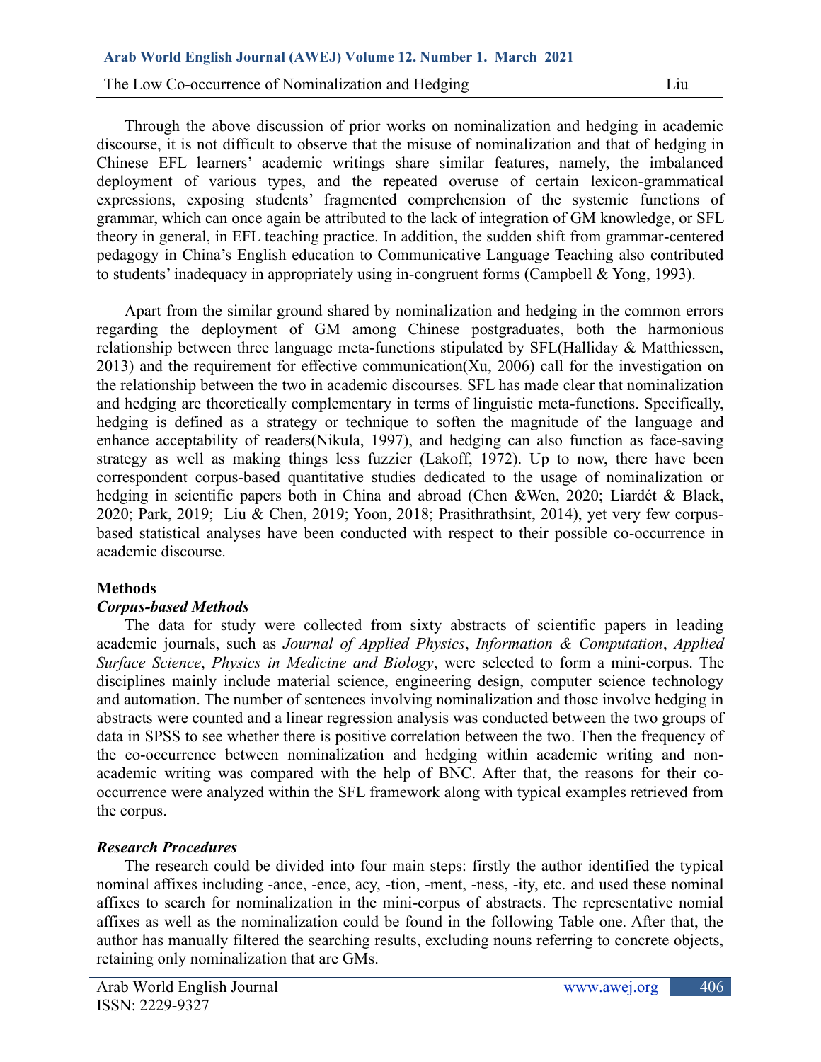Through the above discussion of prior works on nominalization and hedging in academic discourse, it is not difficult to observe that the misuse of nominalization and that of hedging in Chinese EFL learners' academic writings share similar features, namely, the imbalanced deployment of various types, and the repeated overuse of certain lexicon-grammatical expressions, exposing students' fragmented comprehension of the systemic functions of grammar, which can once again be attributed to the lack of integration of GM knowledge, or SFL theory in general, in EFL teaching practice. In addition, the sudden shift from grammar-centered pedagogy in China's English education to Communicative Language Teaching also contributed to students' inadequacy in appropriately using in-congruent forms (Campbell & Yong, 1993).

Apart from the similar ground shared by nominalization and hedging in the common errors regarding the deployment of GM among Chinese postgraduates, both the harmonious relationship between three language meta-functions stipulated by SFL(Halliday & Matthiessen, 2013) and the requirement for effective communication(Xu, 2006) call for the investigation on the relationship between the two in academic discourses. SFL has made clear that nominalization and hedging are theoretically complementary in terms of linguistic meta-functions. Specifically, hedging is defined as a strategy or technique to soften the magnitude of the language and enhance acceptability of readers(Nikula, 1997), and hedging can also function as face-saving strategy as well as making things less fuzzier (Lakoff, 1972). Up to now, there have been correspondent corpus-based quantitative studies dedicated to the usage of nominalization or hedging in scientific papers both in China and abroad (Chen &Wen, 2020; Liardét & Black, 2020; Park, 2019; Liu & Chen, 2019; Yoon, 2018; Prasithrathsint, 2014), yet very few corpus-based statistical analyses have been conducted with respect to their possible co-occurrence in academic discourse.

## Methods

### *Corpus-based Methods*

The data for study were collected from sixty abstracts of scientific papers in leading academic journals, such as *Journal of Applied Physics*, *Information & Computation*, *Applied Surface Science*, *Physics in Medicine and Biology*, were selected to form a mini-corpus. The disciplines mainly include material science, engineering design, computer science technology and automation. The number of sentences involving nominalization and those involve hedging in abstracts were counted and a linear regression analysis was conducted between the two groups of data in SPSS to see whether there is positive correlation between the two. Then the frequency of the co-occurrence between nominalization and hedging within academic writing and non-academic writing was compared with the help of BNC. After that, the reasons for their co-occurrence were analyzed within the SFL framework along with typical examples retrieved from the corpus.

### *Research Procedures*

The research could be divided into four main steps: firstly the author identified the typical nominal affixes including -ance, -ence, acy, -tion, -ment, -ness, -ity, etc. and used these nominal affixes to search for nominalization in the mini-corpus of abstracts. The representative nomial affixes as well as the nominalization could be found in the following Table one. After that, the author has manually filtered the searching results, excluding nouns referring to concrete objects, retaining only nominalization that are GMs.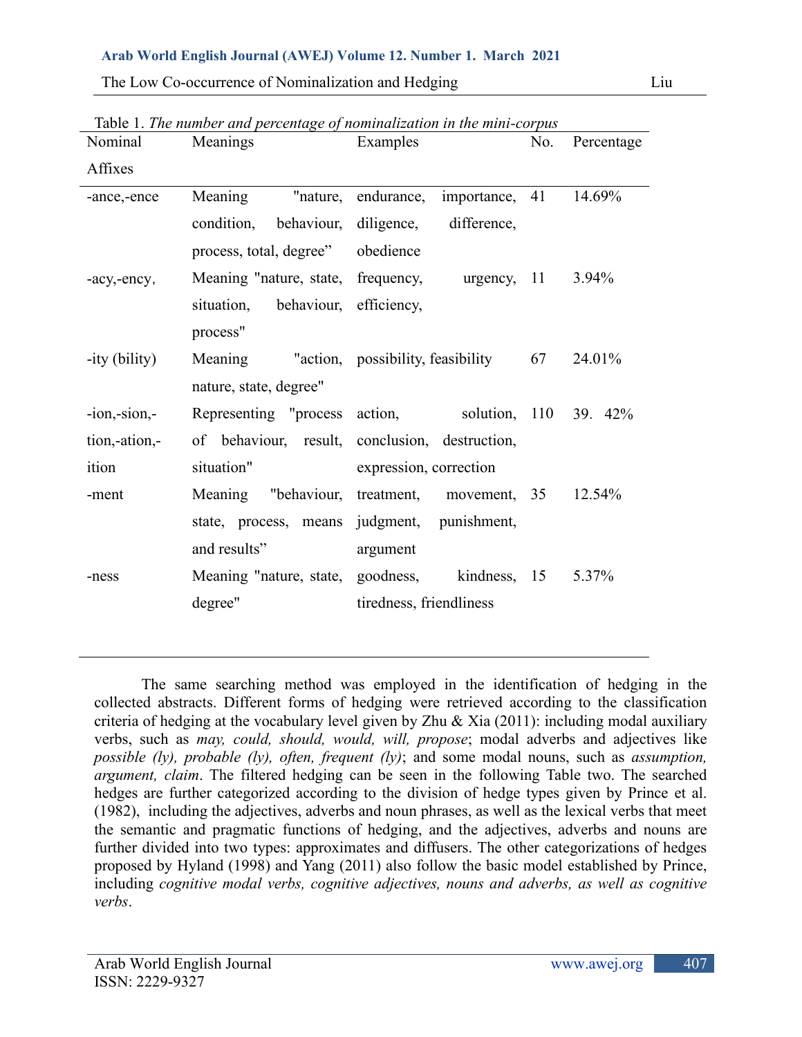Table 1. *The number and percentage of nominalization in the mini-corpus*

| Nominal Affixes | Meanings | Examples | No. | Percentage |
|---|---|---|---|---|
| -ance,-ence | Meaning "nature, condition, behaviour, process, total, degree" | endurance, importance, diligence, difference, obedience | 41 | 14.69% |
| -acy,-ency, | Meaning "nature, state, situation, behaviour, process" | frequency, urgency, efficiency, | 11 | 3.94% |
| -ity (bility) | Meaning "action, nature, state, degree" | possibility, feasibility | 67 | 24.01% |
| -ion,-sion,-tion,-ation,-ition | Representing "process of behaviour, result, situation" | action, solution, conclusion, destruction, expression, correction | 110 | 39. 42% |
| -ment | Meaning "behaviour, state, process, means and results" | treatment, movement, judgment, punishment, argument | 35 | 12.54% |
| -ness | Meaning "nature, state, degree" | goodness, kindness, tiredness, friendliness | 15 | 5.37% |

The same searching method was employed in the identification of hedging in the collected abstracts. Different forms of hedging were retrieved according to the classification criteria of hedging at the vocabulary level given by Zhu & Xia (2011): including modal auxiliary verbs, such as *may, could, should, would, will, propose*; modal adverbs and adjectives like *possible (ly), probable (ly), often, frequent (ly)*; and some modal nouns, such as *assumption, argument, claim*. The filtered hedging can be seen in the following Table two. The searched hedges are further categorized according to the division of hedge types given by Prince et al. (1982), including the adjectives, adverbs and noun phrases, as well as the lexical verbs that meet the semantic and pragmatic functions of hedging, and the adjectives, adverbs and nouns are further divided into two types: approximates and diffusers. The other categorizations of hedges proposed by Hyland (1998) and Yang (2011) also follow the basic model established by Prince, including *cognitive modal verbs, cognitive adjectives, nouns and adverbs, as well as cognitive verbs*.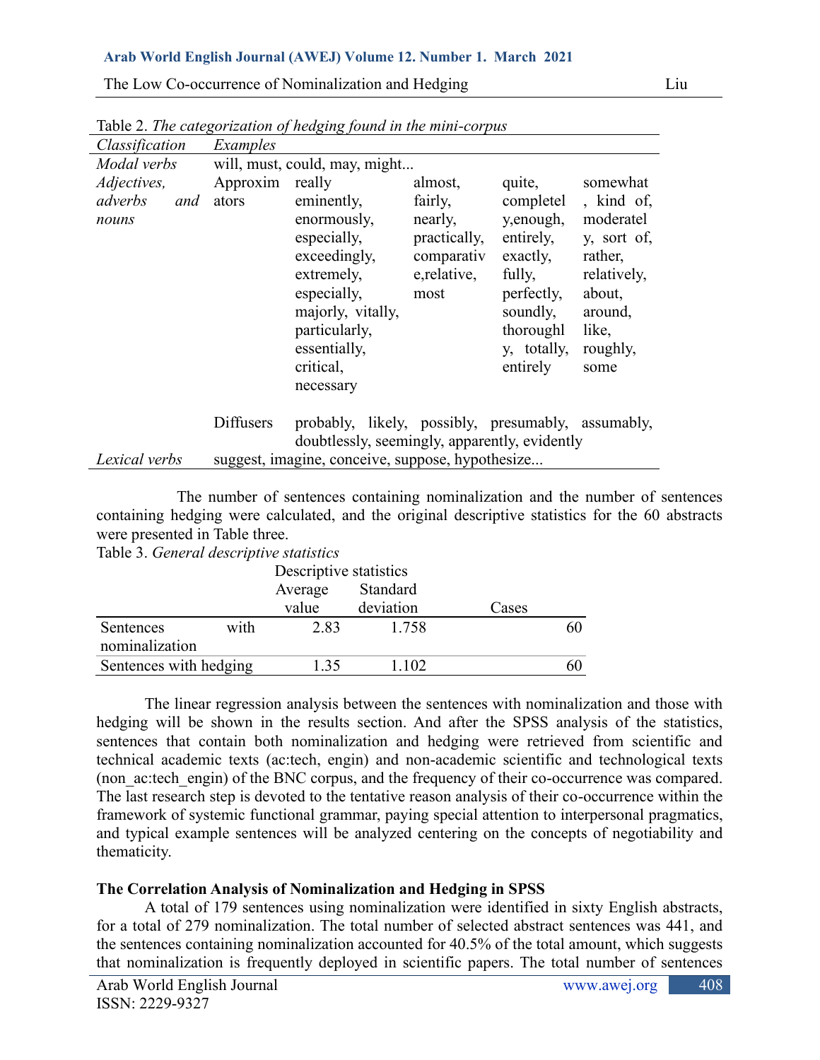Table 2. *The categorization of hedging found in the mini-corpus*

| *Classification* | *Examples* | | | | |
|---|---|---|---|---|---|
| *Modal verbs* | will, must, could, may, might... | | | | |
| *Adjectives, adverbs and nouns* | Approximators | really eminently, enormously, especially, exceedingly, extremely, especially, majorly, vitally, particularly, essentially, critical, necessary | almost, fairly, nearly, practically, comparative, relative, most | quite, completely, enough, entirely, exactly, fully, perfectly, soundly, thoroughly, totally, entirely | somewhat, kind of, moderately, sort of, rather, relatively, about, around, like, roughly, some |
| | Diffusers | probably, likely, possibly, presumably, assumably, doubtlessly, seemingly, apparently, evidently | | | |
| *Lexical verbs* | suggest, imagine, conceive, suppose, hypothesize... | | | | |

The number of sentences containing nominalization and the number of sentences containing hedging were calculated, and the original descriptive statistics for the 60 abstracts were presented in Table three.

Table 3. *General descriptive statistics*

| | Descriptive statistics | | |
|---|---|---|---|
| | Average value | Standard deviation | Cases |
| Sentences with nominalization | 2.83 | 1.758 | 60 |
| Sentences with hedging | 1.35 | 1.102 | 60 |

The linear regression analysis between the sentences with nominalization and those with hedging will be shown in the results section. And after the SPSS analysis of the statistics, sentences that contain both nominalization and hedging were retrieved from scientific and technical academic texts (ac:tech, engin) and non-academic scientific and technological texts (non_ac:tech_engin) of the BNC corpus, and the frequency of their co-occurrence was compared. The last research step is devoted to the tentative reason analysis of their co-occurrence within the framework of systemic functional grammar, paying special attention to interpersonal pragmatics, and typical example sentences will be analyzed centering on the concepts of negotiability and thematicity.

**The Correlation Analysis of Nominalization and Hedging in SPSS**

A total of 179 sentences using nominalization were identified in sixty English abstracts, for a total of 279 nominalization. The total number of selected abstract sentences was 441, and the sentences containing nominalization accounted for 40.5% of the total amount, which suggests that nominalization is frequently deployed in scientific papers. The total number of sentences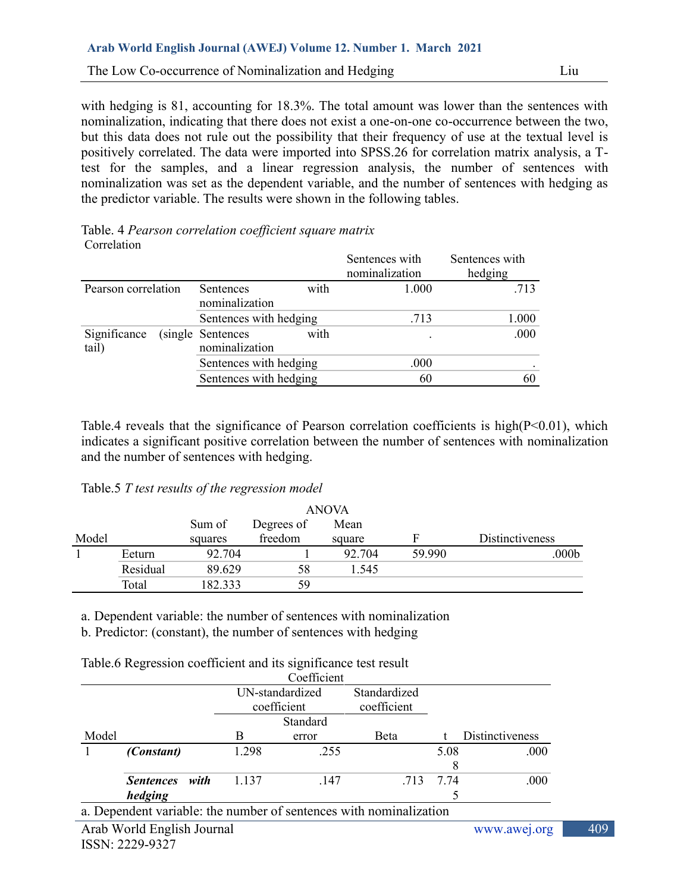with hedging is 81, accounting for 18.3%. The total amount was lower than the sentences with nominalization, indicating that there does not exist a one-on-one co-occurrence between the two, but this data does not rule out the possibility that their frequency of use at the textual level is positively correlated. The data were imported into SPSS.26 for correlation matrix analysis, a T-test for the samples, and a linear regression analysis, the number of sentences with nominalization was set as the dependent variable, and the number of sentences with hedging as the predictor variable. The results were shown in the following tables.

Table. 4 *Pearson correlation coefficient square matrix*

Correlation

| | | Sentences with nominalization | Sentences with hedging |
|---|---|---|---|
| Pearson correlation | Sentences with nominalization | 1.000 | .713 |
| | Sentences with hedging | .713 | 1.000 |
| Significance (single tail) | Sentences with nominalization | . | .000 |
| | Sentences with hedging | .000 | . |
| | Sentences with hedging | 60 | 60 |

Table.4 reveals that the significance of Pearson correlation coefficients is high($P<0.01$), which indicates a significant positive correlation between the number of sentences with nominalization and the number of sentences with hedging.

Table.5 *T test results of the regression model*

ANOVA

| Model | | Sum of squares | Degrees of freedom | Mean square | F | Distinctiveness |
|---|---|---|---|---|---|---|
| 1 | Eeturn | 92.704 | 1 | 92.704 | 59.990 | .000b |
| | Residual | 89.629 | 58 | 1.545 | | |
| | Total | 182.333 | 59 | | | |

a. Dependent variable: the number of sentences with nominalization

b. Predictor: (constant), the number of sentences with hedging

Table.6 Regression coefficient and its significance test result

Coefficient

| Model | | UN-standardized coefficient | | Standardized coefficient | | |
|---|---|---|---|---|---|---|
| | | B | Standard error | Beta | t | Distinctiveness |
| 1 | ***(Constant)*** | 1.298 | .255 | | 5.088 | .000 |
| | ***Sentences with hedging*** | 1.137 | .147 | .713 | 7.745 | .000 |

a. Dependent variable: the number of sentences with nominalization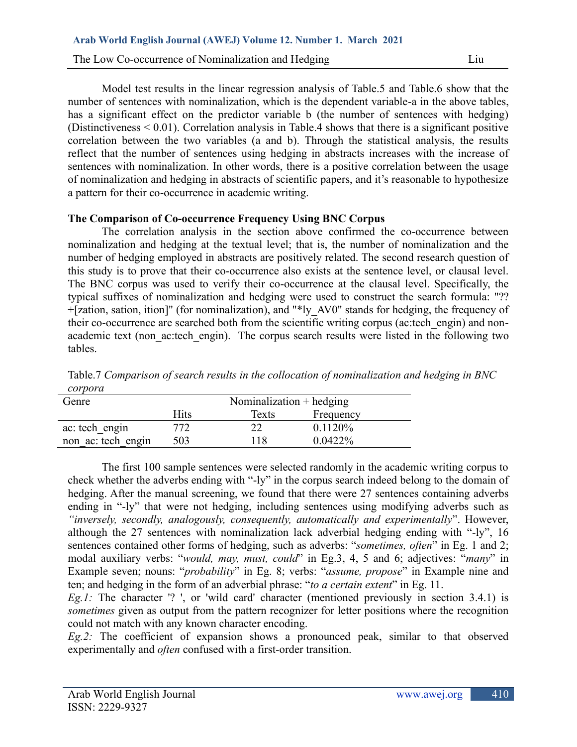Model test results in the linear regression analysis of Table.5 and Table.6 show that the number of sentences with nominalization, which is the dependent variable-a in the above tables, has a significant effect on the predictor variable b (the number of sentences with hedging) (Distinctiveness < 0.01). Correlation analysis in Table.4 shows that there is a significant positive correlation between the two variables (a and b). Through the statistical analysis, the results reflect that the number of sentences using hedging in abstracts increases with the increase of sentences with nominalization. In other words, there is a positive correlation between the usage of nominalization and hedging in abstracts of scientific papers, and it's reasonable to hypothesize a pattern for their co-occurrence in academic writing.

**The Comparison of Co-occurrence Frequency Using BNC Corpus**

The correlation analysis in the section above confirmed the co-occurrence between nominalization and hedging at the textual level; that is, the number of nominalization and the number of hedging employed in abstracts are positively related. The second research question of this study is to prove that their co-occurrence also exists at the sentence level, or clausal level. The BNC corpus was used to verify their co-occurrence at the clausal level. Specifically, the typical suffixes of nominalization and hedging were used to construct the search formula: "?? +[zation, sation, ition]" (for nominalization), and "*ly_AV0" stands for hedging, the frequency of their co-occurrence are searched both from the scientific writing corpus (ac:tech_engin) and non-academic text (non_ac:tech_engin). The corpus search results were listed in the following two tables.

Table.7 *Comparison of search results in the collocation of nominalization and hedging in BNC corpora*

| Genre | Nominalization + hedging | | |
|---|---|---|---|
| | Hits | Texts | Frequency |
| ac: tech_engin | 772 | 22 | 0.1120% |
| non_ac: tech_engin | 503 | 118 | 0.0422% |

The first 100 sample sentences were selected randomly in the academic writing corpus to check whether the adverbs ending with "-ly" in the corpus search indeed belong to the domain of hedging. After the manual screening, we found that there were 27 sentences containing adverbs ending in "-ly" that were not hedging, including sentences using modifying adverbs such as *"inversely, secondly, analogously, consequently, automatically and experimentally*". However, although the 27 sentences with nominalization lack adverbial hedging ending with "-ly", 16 sentences contained other forms of hedging, such as adverbs: "*sometimes, often*" in Eg. 1 and 2; modal auxiliary verbs: "*would, may, must, could*" in Eg.3, 4, 5 and 6; adjectives: "*many*" in Example seven; nouns: "*probability*" in Eg. 8; verbs: "*assume, propose*" in Example nine and ten; and hedging in the form of an adverbial phrase: "*to a certain extent*" in Eg. 11.

*Eg.1:* The character '? ', or 'wild card' character (mentioned previously in section 3.4.1) is *sometimes* given as output from the pattern recognizer for letter positions where the recognition could not match with any known character encoding.

*Eg.2:* The coefficient of expansion shows a pronounced peak, similar to that observed experimentally and *often* confused with a first-order transition.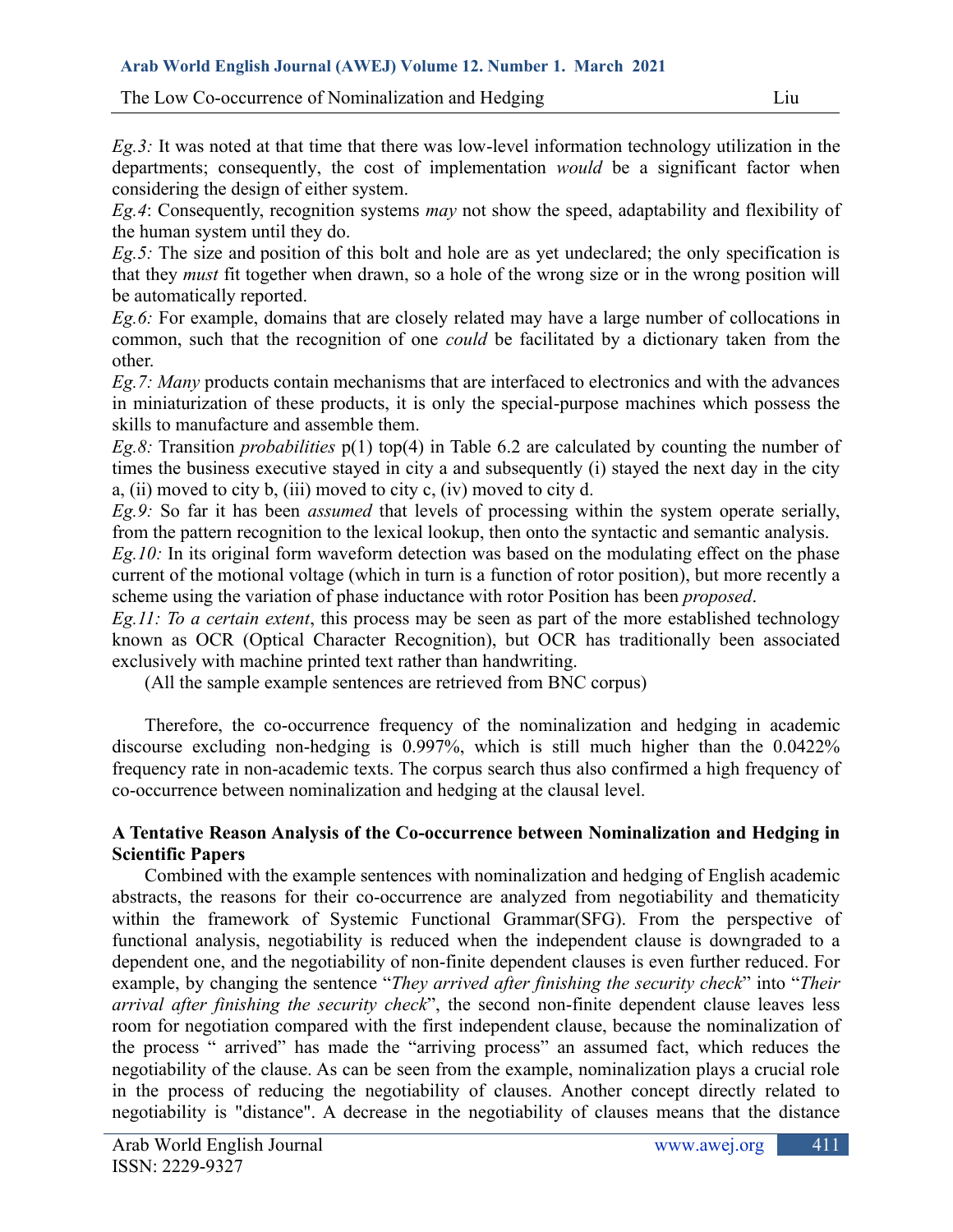*Eg.3:* It was noted at that time that there was low-level information technology utilization in the departments; consequently, the cost of implementation *would* be a significant factor when considering the design of either system.
*Eg.4*: Consequently, recognition systems *may* not show the speed, adaptability and flexibility of the human system until they do.
*Eg.5:* The size and position of this bolt and hole are as yet undeclared; the only specification is that they *must* fit together when drawn, so a hole of the wrong size or in the wrong position will be automatically reported.
*Eg.6:* For example, domains that are closely related may have a large number of collocations in common, such that the recognition of one *could* be facilitated by a dictionary taken from the other.
*Eg.7: Many* products contain mechanisms that are interfaced to electronics and with the advances in miniaturization of these products, it is only the special-purpose machines which possess the skills to manufacture and assemble them.
*Eg.8:* Transition *probabilities* p(1) top(4) in Table 6.2 are calculated by counting the number of times the business executive stayed in city a and subsequently (i) stayed the next day in the city a, (ii) moved to city b, (iii) moved to city c, (iv) moved to city d.
*Eg.9:* So far it has been *assumed* that levels of processing within the system operate serially, from the pattern recognition to the lexical lookup, then onto the syntactic and semantic analysis.
*Eg.10:* In its original form waveform detection was based on the modulating effect on the phase current of the motional voltage (which in turn is a function of rotor position), but more recently a scheme using the variation of phase inductance with rotor Position has been *proposed*.
*Eg.11: To a certain extent*, this process may be seen as part of the more established technology known as OCR (Optical Character Recognition), but OCR has traditionally been associated exclusively with machine printed text rather than handwriting.

(All the sample example sentences are retrieved from BNC corpus)

Therefore, the co-occurrence frequency of the nominalization and hedging in academic discourse excluding non-hedging is 0.997%, which is still much higher than the 0.0422% frequency rate in non-academic texts. The corpus search thus also confirmed a high frequency of co-occurrence between nominalization and hedging at the clausal level.

**A Tentative Reason Analysis of the Co-occurrence between Nominalization and Hedging in Scientific Papers**

Combined with the example sentences with nominalization and hedging of English academic abstracts, the reasons for their co-occurrence are analyzed from negotiability and thematicity within the framework of Systemic Functional Grammar(SFG). From the perspective of functional analysis, negotiability is reduced when the independent clause is downgraded to a dependent one, and the negotiability of non-finite dependent clauses is even further reduced. For example, by changing the sentence "*They arrived after finishing the security check*" into "*Their arrival after finishing the security check*", the second non-finite dependent clause leaves less room for negotiation compared with the first independent clause, because the nominalization of the process " arrived" has made the "arriving process" an assumed fact, which reduces the negotiability of the clause. As can be seen from the example, nominalization plays a crucial role in the process of reducing the negotiability of clauses. Another concept directly related to negotiability is "distance". A decrease in the negotiability of clauses means that the distance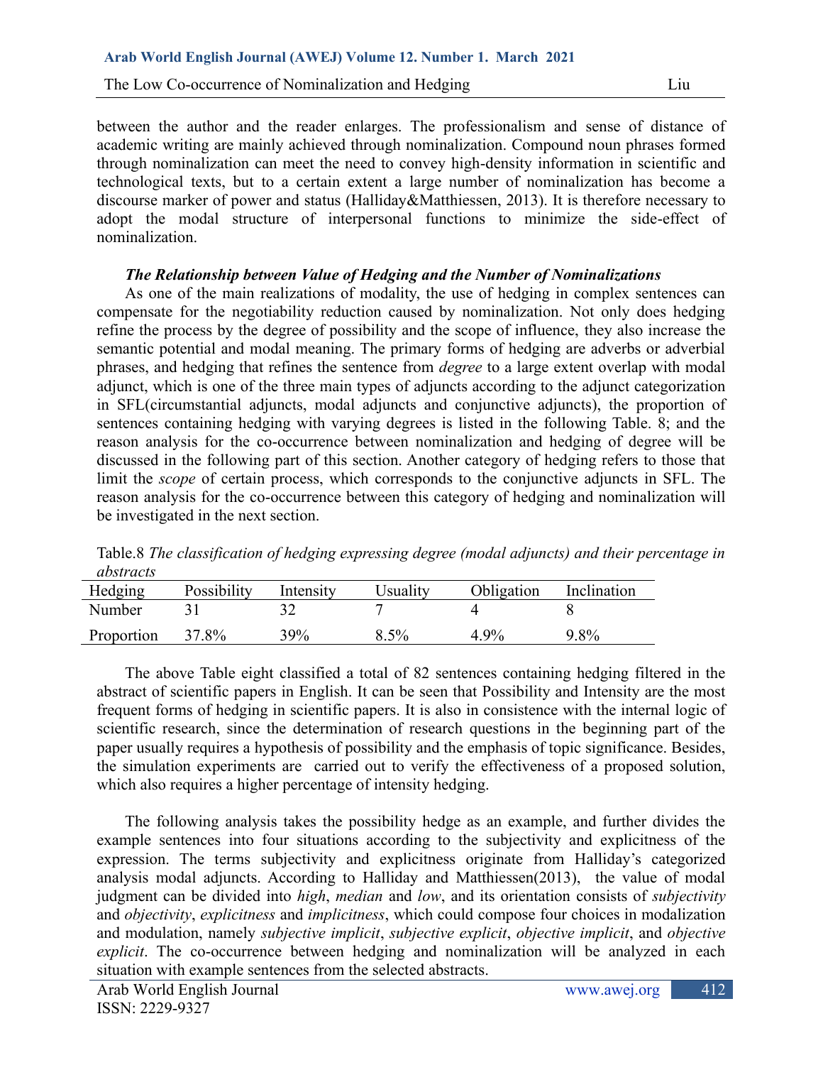between the author and the reader enlarges. The professionalism and sense of distance of academic writing are mainly achieved through nominalization. Compound noun phrases formed through nominalization can meet the need to convey high-density information in scientific and technological texts, but to a certain extent a large number of nominalization has become a discourse marker of power and status (Halliday&Matthiessen, 2013). It is therefore necessary to adopt the modal structure of interpersonal functions to minimize the side-effect of nominalization.

### *The Relationship between Value of Hedging and the Number of Nominalizations*

As one of the main realizations of modality, the use of hedging in complex sentences can compensate for the negotiability reduction caused by nominalization. Not only does hedging refine the process by the degree of possibility and the scope of influence, they also increase the semantic potential and modal meaning. The primary forms of hedging are adverbs or adverbial phrases, and hedging that refines the sentence from *degree* to a large extent overlap with modal adjunct, which is one of the three main types of adjuncts according to the adjunct categorization in SFL(circumstantial adjuncts, modal adjuncts and conjunctive adjuncts), the proportion of sentences containing hedging with varying degrees is listed in the following Table. 8; and the reason analysis for the co-occurrence between nominalization and hedging of degree will be discussed in the following part of this section. Another category of hedging refers to those that limit the *scope* of certain process, which corresponds to the conjunctive adjuncts in SFL. The reason analysis for the co-occurrence between this category of hedging and nominalization will be investigated in the next section.

Table.8 *The classification of hedging expressing degree (modal adjuncts) and their percentage in abstracts*

| Hedging | Possibility | Intensity | Usuality | Obligation | Inclination |
|---|---|---|---|---|---|
| Number | 31 | 32 | 7 | 4 | 8 |
| Proportion | 37.8% | 39% | 8.5% | 4.9% | 9.8% |

The above Table eight classified a total of 82 sentences containing hedging filtered in the abstract of scientific papers in English. It can be seen that Possibility and Intensity are the most frequent forms of hedging in scientific papers. It is also in consistence with the internal logic of scientific research, since the determination of research questions in the beginning part of the paper usually requires a hypothesis of possibility and the emphasis of topic significance. Besides, the simulation experiments are carried out to verify the effectiveness of a proposed solution, which also requires a higher percentage of intensity hedging.

The following analysis takes the possibility hedge as an example, and further divides the example sentences into four situations according to the subjectivity and explicitness of the expression. The terms subjectivity and explicitness originate from Halliday's categorized analysis modal adjuncts. According to Halliday and Matthiessen(2013), the value of modal judgment can be divided into *high*, *median* and *low*, and its orientation consists of *subjectivity* and *objectivity*, *explicitness* and *implicitness*, which could compose four choices in modalization and modulation, namely *subjective implicit*, *subjective explicit*, *objective implicit*, and *objective explicit*. The co-occurrence between hedging and nominalization will be analyzed in each situation with example sentences from the selected abstracts.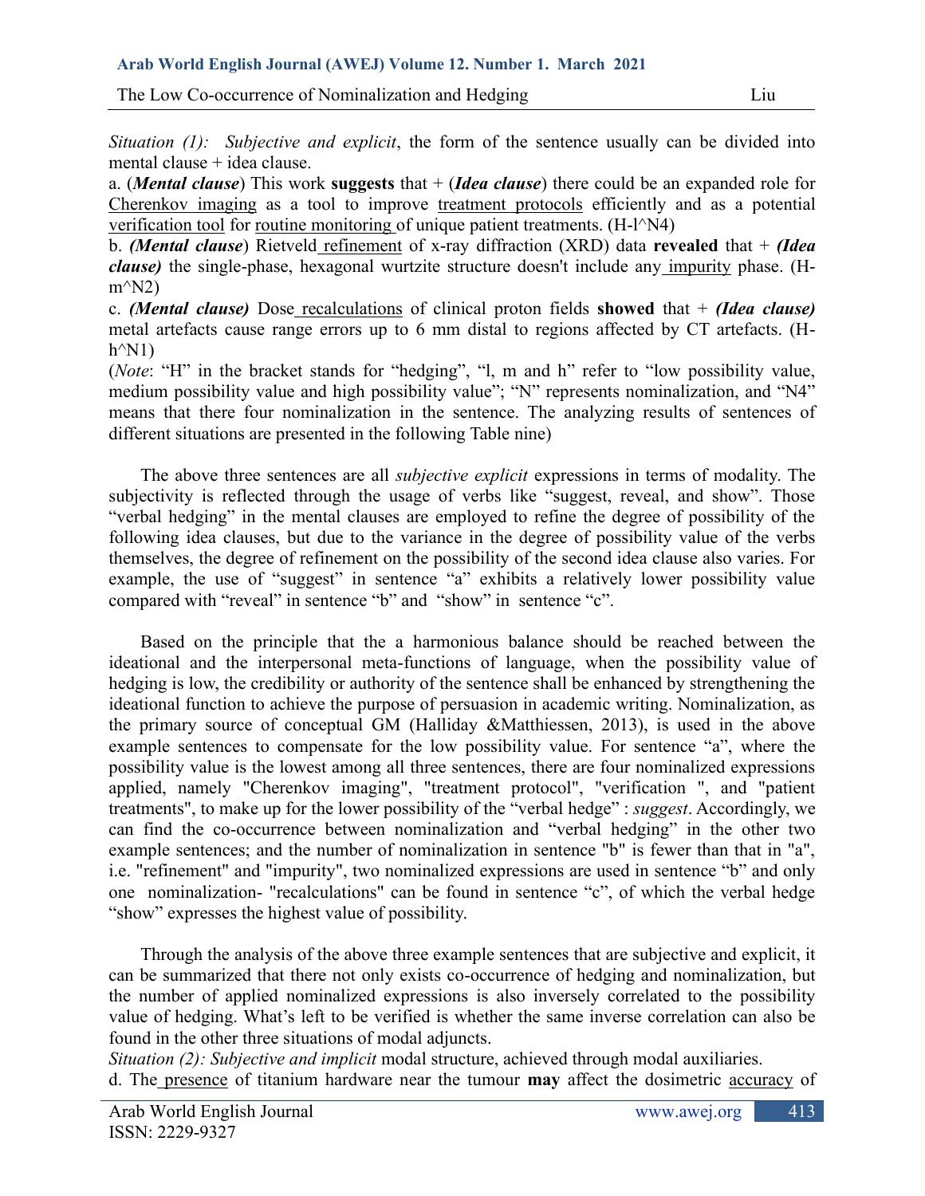*Situation (1): Subjective and explicit*, the form of the sentence usually can be divided into mental clause + idea clause.

a. (***Mental clause***) This work **suggests** that + (***Idea clause***) there could be an expanded role for Cherenkov imaging as a tool to improve treatment protocols efficiently and as a potential verification tool for routine monitoring of unique patient treatments. (H-l^N4)

b. ***(Mental clause***) Rietveld refinement of x-ray diffraction (XRD) data **revealed** that + ***(Idea clause)*** the single-phase, hexagonal wurtzite structure doesn't include any impurity phase. (H-m^N2)

c. ***(Mental clause)*** Dose recalculations of clinical proton fields **showed** that + ***(Idea clause)*** metal artefacts cause range errors up to 6 mm distal to regions affected by CT artefacts. (H-h^N1)

(*Note*: "H" in the bracket stands for "hedging", "l, m and h" refer to "low possibility value, medium possibility value and high possibility value"; "N" represents nominalization, and "N4" means that there four nominalization in the sentence. The analyzing results of sentences of different situations are presented in the following Table nine)

The above three sentences are all *subjective explicit* expressions in terms of modality. The subjectivity is reflected through the usage of verbs like "suggest, reveal, and show". Those "verbal hedging" in the mental clauses are employed to refine the degree of possibility of the following idea clauses, but due to the variance in the degree of possibility value of the verbs themselves, the degree of refinement on the possibility of the second idea clause also varies. For example, the use of "suggest" in sentence "a" exhibits a relatively lower possibility value compared with "reveal" in sentence "b" and "show" in sentence "c".

Based on the principle that the a harmonious balance should be reached between the ideational and the interpersonal meta-functions of language, when the possibility value of hedging is low, the credibility or authority of the sentence shall be enhanced by strengthening the ideational function to achieve the purpose of persuasion in academic writing. Nominalization, as the primary source of conceptual GM (Halliday &Matthiessen, 2013), is used in the above example sentences to compensate for the low possibility value. For sentence "a", where the possibility value is the lowest among all three sentences, there are four nominalized expressions applied, namely "Cherenkov imaging", "treatment protocol", "verification ", and "patient treatments", to make up for the lower possibility of the "verbal hedge" : *suggest*. Accordingly, we can find the co-occurrence between nominalization and "verbal hedging" in the other two example sentences; and the number of nominalization in sentence "b" is fewer than that in "a", i.e. "refinement" and "impurity", two nominalized expressions are used in sentence "b" and only one nominalization- "recalculations" can be found in sentence "c", of which the verbal hedge "show" expresses the highest value of possibility.

Through the analysis of the above three example sentences that are subjective and explicit, it can be summarized that there not only exists co-occurrence of hedging and nominalization, but the number of applied nominalized expressions is also inversely correlated to the possibility value of hedging. What's left to be verified is whether the same inverse correlation can also be found in the other three situations of modal adjuncts.

*Situation (2): Subjective and implicit* modal structure, achieved through modal auxiliaries.

d. The presence of titanium hardware near the tumour **may** affect the dosimetric accuracy of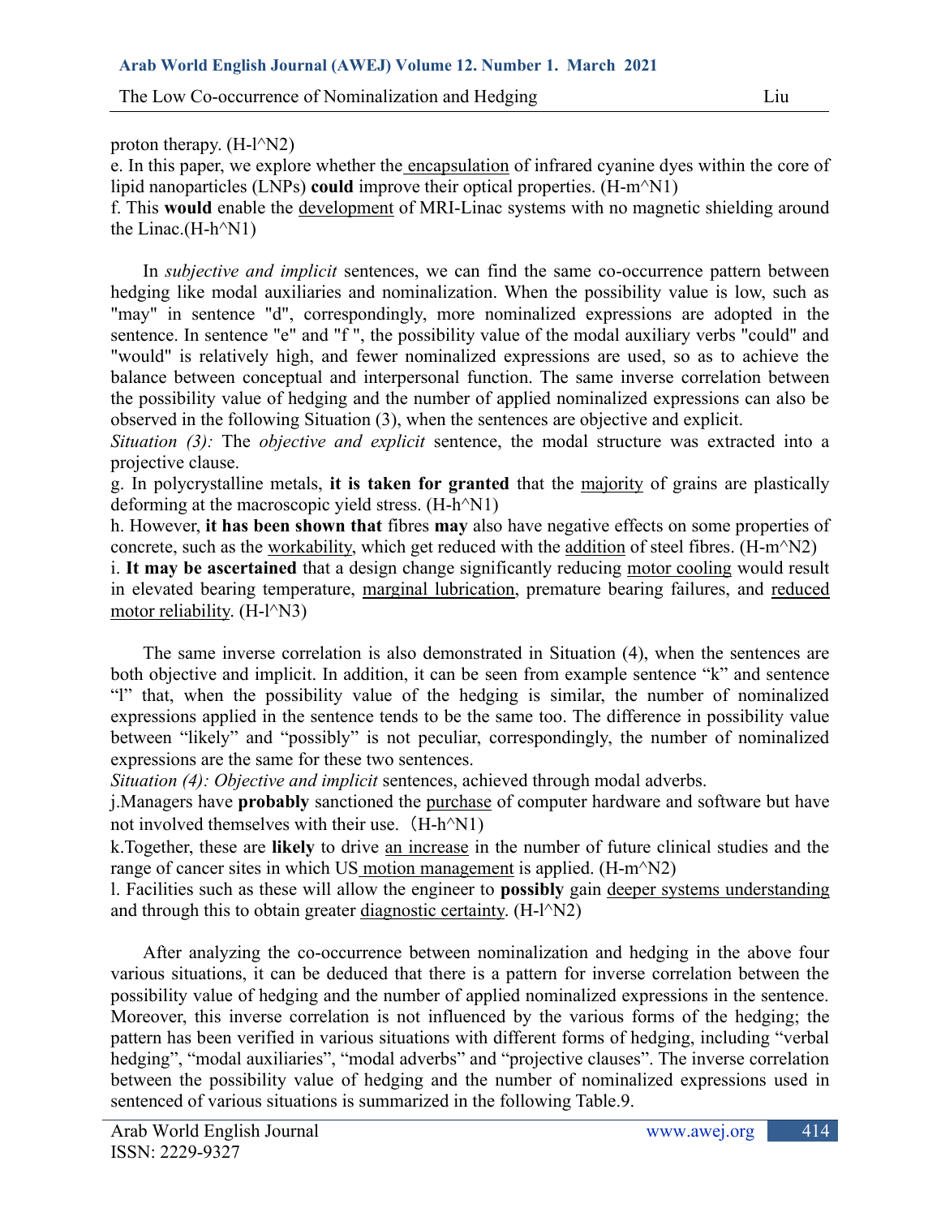proton therapy. (H-l^N2)

e. In this paper, we explore whether the encapsulation of infrared cyanine dyes within the core of lipid nanoparticles (LNPs) **could** improve their optical properties. (H-m^N1)

f. This **would** enable the development of MRI-Linac systems with no magnetic shielding around the Linac.(H-h^N1)

In *subjective and implicit* sentences, we can find the same co-occurrence pattern between hedging like modal auxiliaries and nominalization. When the possibility value is low, such as "may" in sentence "d", correspondingly, more nominalized expressions are adopted in the sentence. In sentence "e" and "f ", the possibility value of the modal auxiliary verbs "could" and "would" is relatively high, and fewer nominalized expressions are used, so as to achieve the balance between conceptual and interpersonal function. The same inverse correlation between the possibility value of hedging and the number of applied nominalized expressions can also be observed in the following Situation (3), when the sentences are objective and explicit.

*Situation (3):* The *objective and explicit* sentence, the modal structure was extracted into a projective clause.

g. In polycrystalline metals, **it is taken for granted** that the majority of grains are plastically deforming at the macroscopic yield stress. (H-h^N1)

h. However, **it has been shown that** fibres **may** also have negative effects on some properties of concrete, such as the workability, which get reduced with the addition of steel fibres. (H-m^N2)

i. **It may be ascertained** that a design change significantly reducing motor cooling would result in elevated bearing temperature, marginal lubrication, premature bearing failures, and reduced motor reliability. (H-l^N3)

The same inverse correlation is also demonstrated in Situation (4), when the sentences are both objective and implicit. In addition, it can be seen from example sentence "k" and sentence "l" that, when the possibility value of the hedging is similar, the number of nominalized expressions applied in the sentence tends to be the same too. The difference in possibility value between "likely" and "possibly" is not peculiar, correspondingly, the number of nominalized expressions are the same for these two sentences.

*Situation (4): Objective and implicit* sentences, achieved through modal adverbs.

j.Managers have **probably** sanctioned the purchase of computer hardware and software but have not involved themselves with their use. （H-h^N1)

k.Together, these are **likely** to drive an increase in the number of future clinical studies and the range of cancer sites in which US motion management is applied. (H-m^N2)

l. Facilities such as these will allow the engineer to **possibly** gain deeper systems understanding and through this to obtain greater diagnostic certainty. (H-l^N2)

After analyzing the co-occurrence between nominalization and hedging in the above four various situations, it can be deduced that there is a pattern for inverse correlation between the possibility value of hedging and the number of applied nominalized expressions in the sentence. Moreover, this inverse correlation is not influenced by the various forms of the hedging; the pattern has been verified in various situations with different forms of hedging, including "verbal hedging", "modal auxiliaries", "modal adverbs" and "projective clauses". The inverse correlation between the possibility value of hedging and the number of nominalized expressions used in sentenced of various situations is summarized in the following Table.9.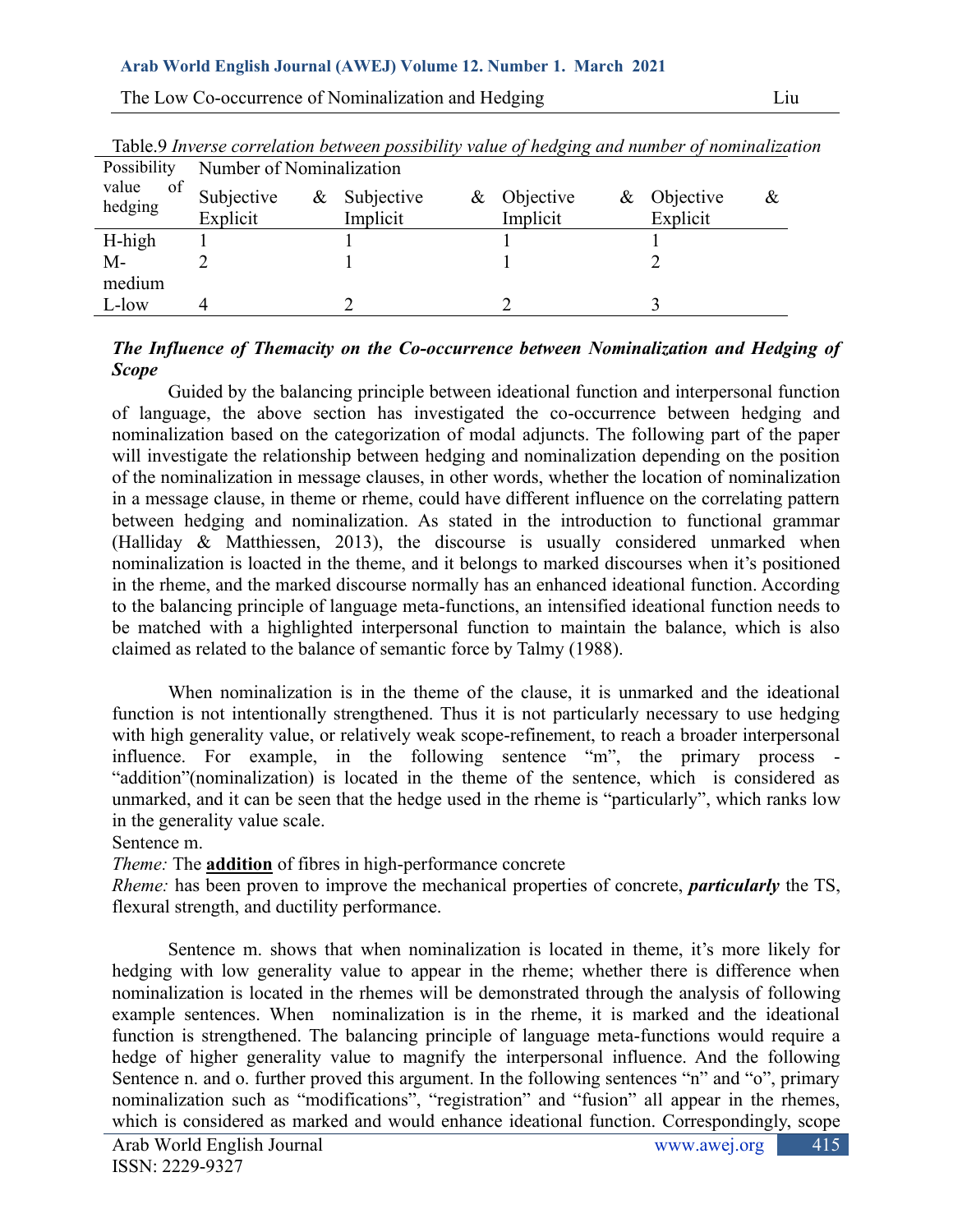Table.9 *Inverse correlation between possibility value of hedging and number of nominalization*

| Possibility value of hedging | Number of Nominalization | | | |
|---|---|---|---|---|
| | Subjective & Explicit | Subjective & Implicit | Objective & Implicit | Objective & Explicit |
| H-high | 1 | 1 | 1 | 1 |
| M-medium | 2 | 1 | 1 | 2 |
| L-low | 4 | 2 | 2 | 3 |

***The Influence of Themacity on the Co-occurrence between Nominalization and Hedging of Scope***

Guided by the balancing principle between ideational function and interpersonal function of language, the above section has investigated the co-occurrence between hedging and nominalization based on the categorization of modal adjuncts. The following part of the paper will investigate the relationship between hedging and nominalization depending on the position of the nominalization in message clauses, in other words, whether the location of nominalization in a message clause, in theme or rheme, could have different influence on the correlating pattern between hedging and nominalization. As stated in the introduction to functional grammar (Halliday & Matthiessen, 2013), the discourse is usually considered unmarked when nominalization is loacted in the theme, and it belongs to marked discourses when it's positioned in the rheme, and the marked discourse normally has an enhanced ideational function. According to the balancing principle of language meta-functions, an intensified ideational function needs to be matched with a highlighted interpersonal function to maintain the balance, which is also claimed as related to the balance of semantic force by Talmy (1988).

When nominalization is in the theme of the clause, it is unmarked and the ideational function is not intentionally strengthened. Thus it is not particularly necessary to use hedging with high generality value, or relatively weak scope-refinement, to reach a broader interpersonal influence. For example, in the following sentence "m", the primary process - "addition"(nominalization) is located in the theme of the sentence, which is considered as unmarked, and it can be seen that the hedge used in the rheme is "particularly", which ranks low in the generality value scale.

Sentence m.

*Theme:* The **addition** of fibres in high-performance concrete

*Rheme:* has been proven to improve the mechanical properties of concrete, ***particularly*** the TS, flexural strength, and ductility performance.

Sentence m. shows that when nominalization is located in theme, it's more likely for hedging with low generality value to appear in the rheme; whether there is difference when nominalization is located in the rhemes will be demonstrated through the analysis of following example sentences. When nominalization is in the rheme, it is marked and the ideational function is strengthened. The balancing principle of language meta-functions would require a hedge of higher generality value to magnify the interpersonal influence. And the following Sentence n. and o. further proved this argument. In the following sentences "n" and "o", primary nominalization such as "modifications", "registration" and "fusion" all appear in the rhemes, which is considered as marked and would enhance ideational function. Correspondingly, scope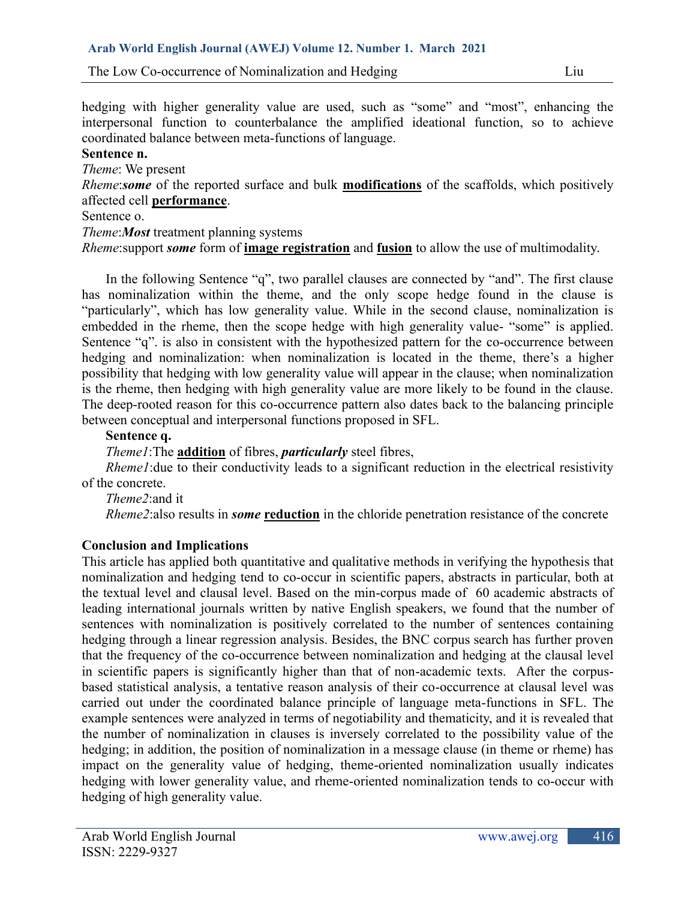hedging with higher generality value are used, such as "some" and "most", enhancing the interpersonal function to counterbalance the amplified ideational function, so to achieve coordinated balance between meta-functions of language.

**Sentence n.**

*Theme*: We present

*Rheme*:***some*** of the reported surface and bulk **modifications** of the scaffolds, which positively affected cell **performance**.

Sentence o.

*Theme*:***Most*** treatment planning systems

*Rheme*:support ***some*** form of **image registration** and **fusion** to allow the use of multimodality.

In the following Sentence "q", two parallel clauses are connected by "and". The first clause has nominalization within the theme, and the only scope hedge found in the clause is "particularly", which has low generality value. While in the second clause, nominalization is embedded in the rheme, then the scope hedge with high generality value- "some" is applied. Sentence "q". is also in consistent with the hypothesized pattern for the co-occurrence between hedging and nominalization: when nominalization is located in the theme, there's a higher possibility that hedging with low generality value will appear in the clause; when nominalization is the rheme, then hedging with high generality value are more likely to be found in the clause. The deep-rooted reason for this co-occurrence pattern also dates back to the balancing principle between conceptual and interpersonal functions proposed in SFL.

**Sentence q.**

*Theme1*:The **addition** of fibres, ***particularly*** steel fibres,

*Rheme1*:due to their conductivity leads to a significant reduction in the electrical resistivity of the concrete.

*Theme2*:and it

*Rheme2*:also results in ***some*** **reduction** in the chloride penetration resistance of the concrete

## Conclusion and Implications

This article has applied both quantitative and qualitative methods in verifying the hypothesis that nominalization and hedging tend to co-occur in scientific papers, abstracts in particular, both at the textual level and clausal level. Based on the min-corpus made of 60 academic abstracts of leading international journals written by native English speakers, we found that the number of sentences with nominalization is positively correlated to the number of sentences containing hedging through a linear regression analysis. Besides, the BNC corpus search has further proven that the frequency of the co-occurrence between nominalization and hedging at the clausal level in scientific papers is significantly higher than that of non-academic texts. After the corpus-based statistical analysis, a tentative reason analysis of their co-occurrence at clausal level was carried out under the coordinated balance principle of language meta-functions in SFL. The example sentences were analyzed in terms of negotiability and thematicity, and it is revealed that the number of nominalization in clauses is inversely correlated to the possibility value of the hedging; in addition, the position of nominalization in a message clause (in theme or rheme) has impact on the generality value of hedging, theme-oriented nominalization usually indicates hedging with lower generality value, and rheme-oriented nominalization tends to co-occur with hedging of high generality value.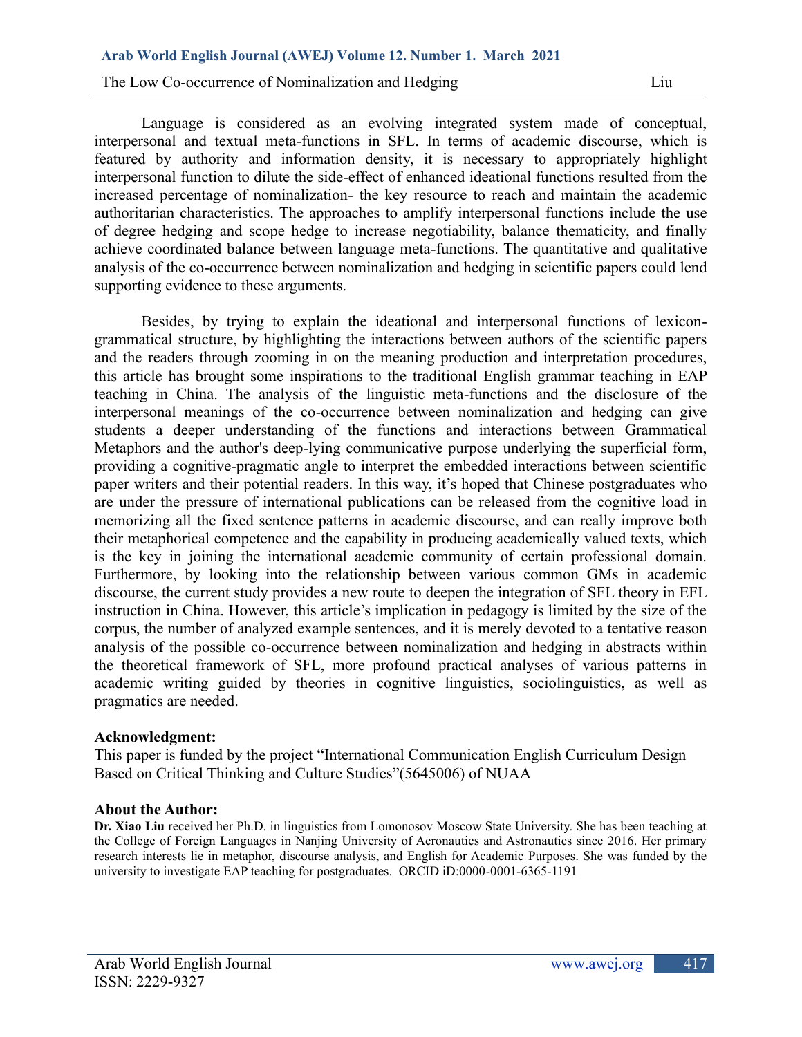Language is considered as an evolving integrated system made of conceptual, interpersonal and textual meta-functions in SFL. In terms of academic discourse, which is featured by authority and information density, it is necessary to appropriately highlight interpersonal function to dilute the side-effect of enhanced ideational functions resulted from the increased percentage of nominalization- the key resource to reach and maintain the academic authoritarian characteristics. The approaches to amplify interpersonal functions include the use of degree hedging and scope hedge to increase negotiability, balance thematicity, and finally achieve coordinated balance between language meta-functions. The quantitative and qualitative analysis of the co-occurrence between nominalization and hedging in scientific papers could lend supporting evidence to these arguments.

Besides, by trying to explain the ideational and interpersonal functions of lexicon-grammatical structure, by highlighting the interactions between authors of the scientific papers and the readers through zooming in on the meaning production and interpretation procedures, this article has brought some inspirations to the traditional English grammar teaching in EAP teaching in China. The analysis of the linguistic meta-functions and the disclosure of the interpersonal meanings of the co-occurrence between nominalization and hedging can give students a deeper understanding of the functions and interactions between Grammatical Metaphors and the author's deep-lying communicative purpose underlying the superficial form, providing a cognitive-pragmatic angle to interpret the embedded interactions between scientific paper writers and their potential readers. In this way, it's hoped that Chinese postgraduates who are under the pressure of international publications can be released from the cognitive load in memorizing all the fixed sentence patterns in academic discourse, and can really improve both their metaphorical competence and the capability in producing academically valued texts, which is the key in joining the international academic community of certain professional domain. Furthermore, by looking into the relationship between various common GMs in academic discourse, the current study provides a new route to deepen the integration of SFL theory in EFL instruction in China. However, this article's implication in pedagogy is limited by the size of the corpus, the number of analyzed example sentences, and it is merely devoted to a tentative reason analysis of the possible co-occurrence between nominalization and hedging in abstracts within the theoretical framework of SFL, more profound practical analyses of various patterns in academic writing guided by theories in cognitive linguistics, sociolinguistics, as well as pragmatics are needed.

### Acknowledgment:

This paper is funded by the project "International Communication English Curriculum Design Based on Critical Thinking and Culture Studies"(5645006) of NUAA

### About the Author:

**Dr. Xiao Liu** received her Ph.D. in linguistics from Lomonosov Moscow State University. She has been teaching at the College of Foreign Languages in Nanjing University of Aeronautics and Astronautics since 2016. Her primary research interests lie in metaphor, discourse analysis, and English for Academic Purposes. She was funded by the university to investigate EAP teaching for postgraduates. ORCID iD:0000-0001-6365-1191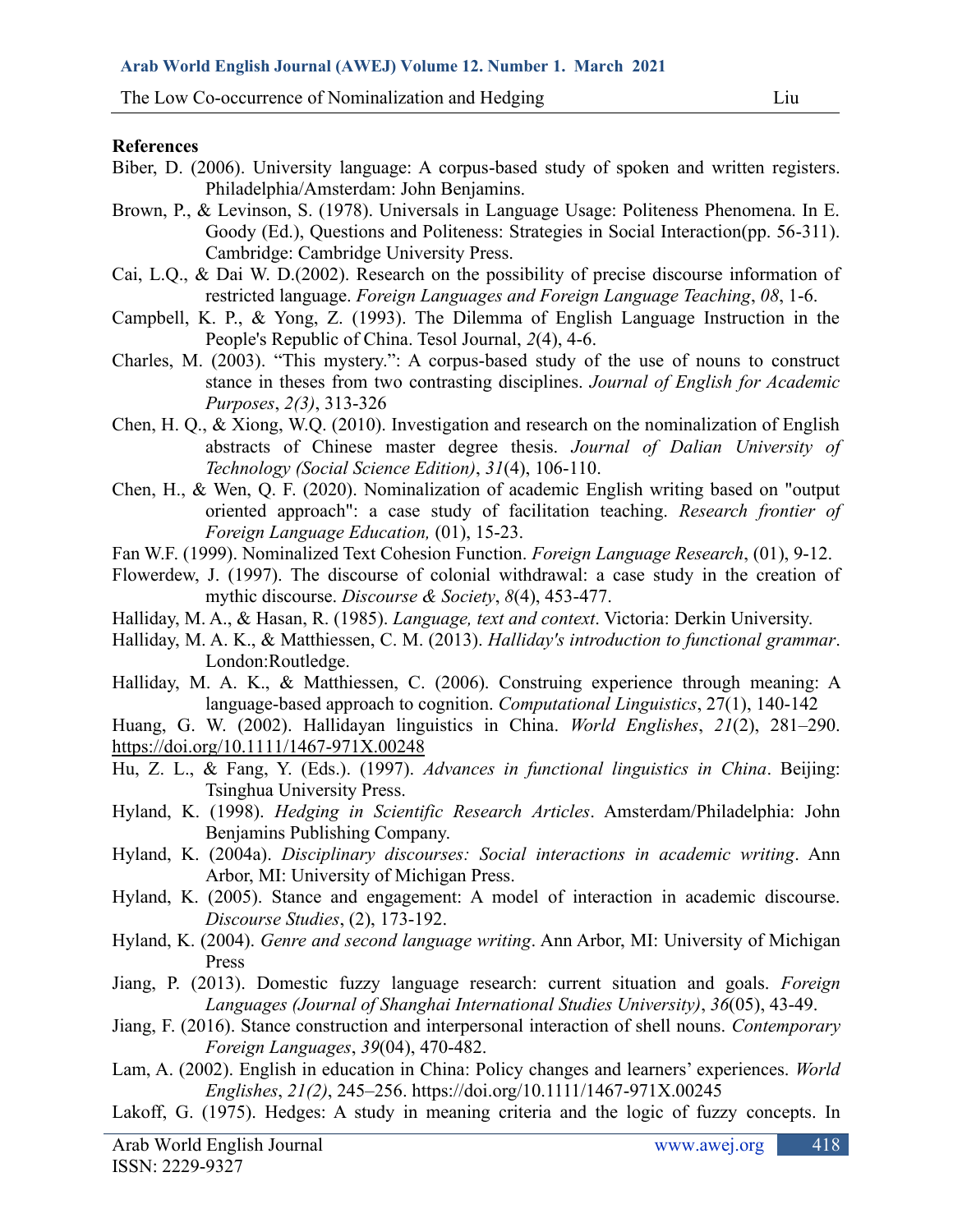**References**

Biber, D. (2006). University language: A corpus-based study of spoken and written registers. Philadelphia/Amsterdam: John Benjamins.

Brown, P., & Levinson, S. (1978). Universals in Language Usage: Politeness Phenomena. In E. Goody (Ed.), Questions and Politeness: Strategies in Social Interaction(pp. 56-311). Cambridge: Cambridge University Press.

Cai, L.Q., & Dai W. D.(2002). Research on the possibility of precise discourse information of restricted language. *Foreign Languages and Foreign Language Teaching*, *08*, 1-6.

Campbell, K. P., & Yong, Z. (1993). The Dilemma of English Language Instruction in the People's Republic of China. Tesol Journal, *2*(4), 4-6.

Charles, M. (2003). "This mystery.": A corpus-based study of the use of nouns to construct stance in theses from two contrasting disciplines. *Journal of English for Academic Purposes*, *2(3)*, 313-326

Chen, H. Q., & Xiong, W.Q. (2010). Investigation and research on the nominalization of English abstracts of Chinese master degree thesis. *Journal of Dalian University of Technology (Social Science Edition)*, *31*(4), 106-110.

Chen, H., & Wen, Q. F. (2020). Nominalization of academic English writing based on "output oriented approach": a case study of facilitation teaching. *Research frontier of Foreign Language Education,* (01), 15-23.

Fan W.F. (1999). Nominalized Text Cohesion Function. *Foreign Language Research*, (01), 9-12.

Flowerdew, J. (1997). The discourse of colonial withdrawal: a case study in the creation of mythic discourse. *Discourse & Society*, *8*(4), 453-477.

Halliday, M. A., & Hasan, R. (1985). *Language, text and context*. Victoria: Derkin University.

Halliday, M. A. K., & Matthiessen, C. M. (2013). *Halliday's introduction to functional grammar*. London:Routledge.

Halliday, M. A. K., & Matthiessen, C. (2006). Construing experience through meaning: A language-based approach to cognition. *Computational Linguistics*, 27(1), 140-142

Huang, G. W. (2002). Hallidayan linguistics in China. *World Englishes*, *21*(2), 281–290. https://doi.org/10.1111/1467-971X.00248

Hu, Z. L., & Fang, Y. (Eds.). (1997). *Advances in functional linguistics in China*. Beijing: Tsinghua University Press.

Hyland, K. (1998). *Hedging in Scientific Research Articles*. Amsterdam/Philadelphia: John Benjamins Publishing Company.

Hyland, K. (2004a). *Disciplinary discourses: Social interactions in academic writing*. Ann Arbor, MI: University of Michigan Press.

Hyland, K. (2005). Stance and engagement: A model of interaction in academic discourse. *Discourse Studies*, (2), 173-192.

Hyland, K. (2004). *Genre and second language writing*. Ann Arbor, MI: University of Michigan Press

Jiang, P. (2013). Domestic fuzzy language research: current situation and goals. *Foreign Languages (Journal of Shanghai International Studies University)*, *36*(05), 43-49.

Jiang, F. (2016). Stance construction and interpersonal interaction of shell nouns. *Contemporary Foreign Languages*, *39*(04), 470-482.

Lam, A. (2002). English in education in China: Policy changes and learners' experiences. *World Englishes*, *21(2)*, 245–256. https://doi.org/10.1111/1467-971X.00245

Lakoff, G. (1975). Hedges: A study in meaning criteria and the logic of fuzzy concepts. In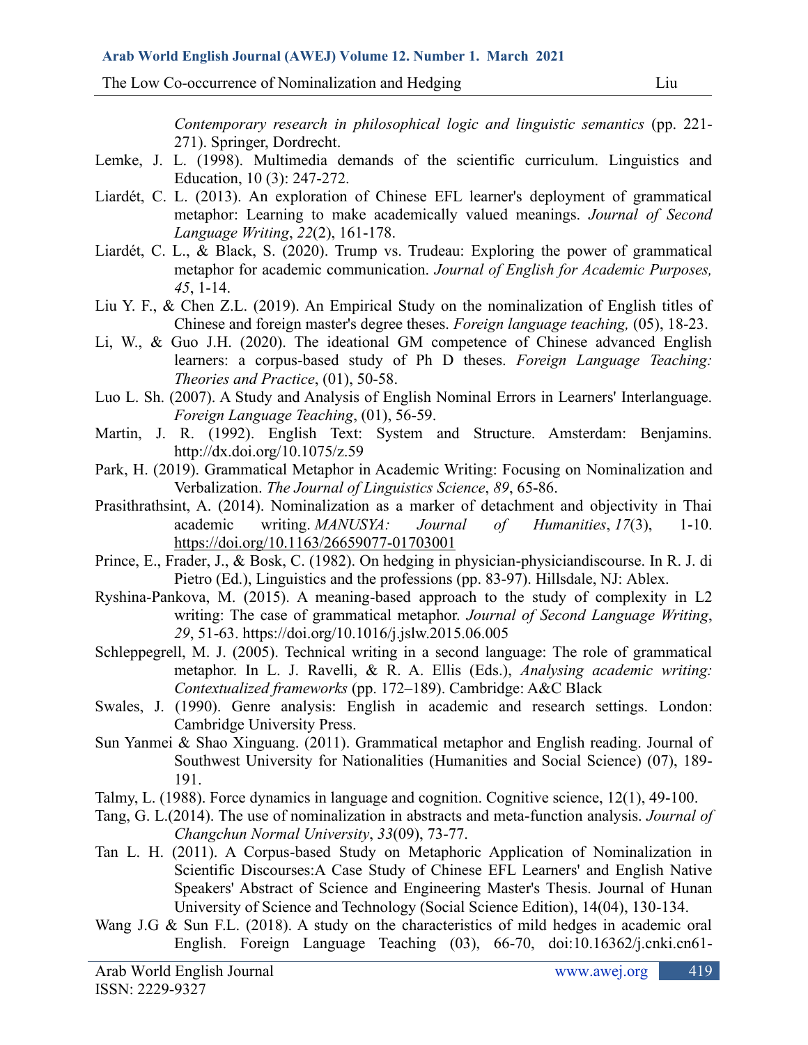*Contemporary research in philosophical logic and linguistic semantics* (pp. 221-271). Springer, Dordrecht.

Lemke, J. L. (1998). Multimedia demands of the scientific curriculum. Linguistics and Education, 10 (3): 247-272.

Liardét, C. L. (2013). An exploration of Chinese EFL learner's deployment of grammatical metaphor: Learning to make academically valued meanings. *Journal of Second Language Writing*, *22*(2), 161-178.

Liardét, C. L., & Black, S. (2020). Trump vs. Trudeau: Exploring the power of grammatical metaphor for academic communication. *Journal of English for Academic Purposes, 45*, 1-14.

Liu Y. F., & Chen Z.L. (2019). An Empirical Study on the nominalization of English titles of Chinese and foreign master's degree theses. *Foreign language teaching,* (05), 18-23.

Li, W., & Guo J.H. (2020). The ideational GM competence of Chinese advanced English learners: a corpus-based study of Ph D theses. *Foreign Language Teaching: Theories and Practice*, (01), 50-58.

Luo L. Sh. (2007). A Study and Analysis of English Nominal Errors in Learners' Interlanguage. *Foreign Language Teaching*, (01), 56-59.

Martin, J. R. (1992). English Text: System and Structure. Amsterdam: Benjamins. http://dx.doi.org/10.1075/z.59

Park, H. (2019). Grammatical Metaphor in Academic Writing: Focusing on Nominalization and Verbalization. *The Journal of Linguistics Science*, *89*, 65-86.

Prasithrathsint, A. (2014). Nominalization as a marker of detachment and objectivity in Thai academic writing. *MANUSYA: Journal of Humanities*, *17*(3), 1-10. https://doi.org/10.1163/26659077-01703001

Prince, E., Frader, J., & Bosk, C. (1982). On hedging in physician-physiciandiscourse. In R. J. di Pietro (Ed.), Linguistics and the professions (pp. 83-97). Hillsdale, NJ: Ablex.

Ryshina-Pankova, M. (2015). A meaning-based approach to the study of complexity in L2 writing: The case of grammatical metaphor. *Journal of Second Language Writing*, *29*, 51-63. https://doi.org/10.1016/j.jslw.2015.06.005

Schleppegrell, M. J. (2005). Technical writing in a second language: The role of grammatical metaphor. In L. J. Ravelli, & R. A. Ellis (Eds.), *Analysing academic writing: Contextualized frameworks* (pp. 172–189). Cambridge: A&C Black

Swales, J. (1990). Genre analysis: English in academic and research settings. London: Cambridge University Press.

Sun Yanmei & Shao Xinguang. (2011). Grammatical metaphor and English reading. Journal of Southwest University for Nationalities (Humanities and Social Science) (07), 189-191.

Talmy, L. (1988). Force dynamics in language and cognition. Cognitive science, 12(1), 49-100.

Tang, G. L.(2014). The use of nominalization in abstracts and meta-function analysis. *Journal of Changchun Normal University*, *33*(09), 73-77.

Tan L. H. (2011). A Corpus-based Study on Metaphoric Application of Nominalization in Scientific Discourses:A Case Study of Chinese EFL Learners' and English Native Speakers' Abstract of Science and Engineering Master's Thesis. Journal of Hunan University of Science and Technology (Social Science Edition), 14(04), 130-134.

Wang J.G & Sun F.L. (2018). A study on the characteristics of mild hedges in academic oral English. Foreign Language Teaching (03), 66-70, doi:10.16362/j.cnki.cn61-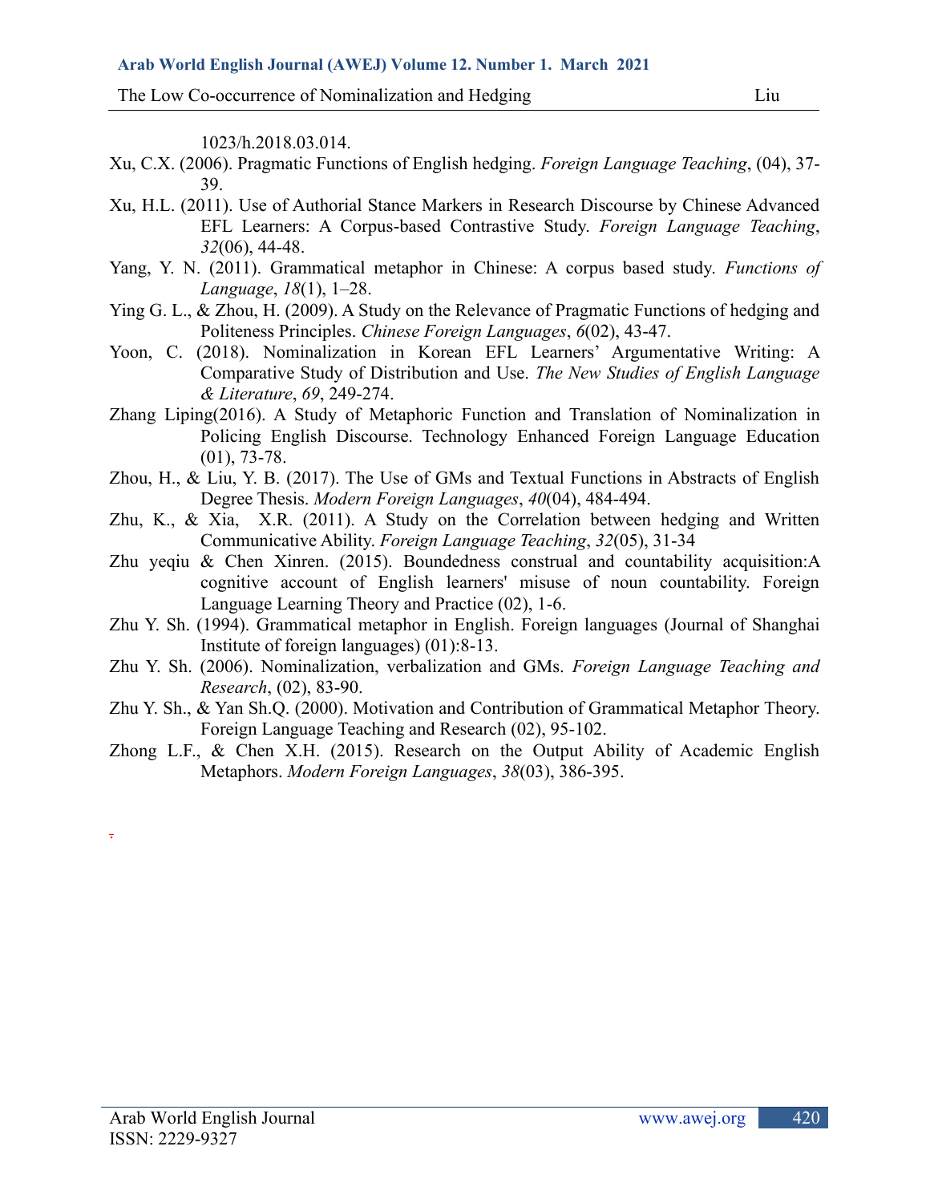1023/h.2018.03.014.

Xu, C.X. (2006). Pragmatic Functions of English hedging. *Foreign Language Teaching*, (04), 37-39.

Xu, H.L. (2011). Use of Authorial Stance Markers in Research Discourse by Chinese Advanced EFL Learners: A Corpus-based Contrastive Study. *Foreign Language Teaching*, *32*(06), 44-48.

Yang, Y. N. (2011). Grammatical metaphor in Chinese: A corpus based study. *Functions of Language*, *18*(1), 1–28.

Ying G. L., & Zhou, H. (2009). A Study on the Relevance of Pragmatic Functions of hedging and Politeness Principles. *Chinese Foreign Languages*, *6*(02), 43-47.

Yoon, C. (2018). Nominalization in Korean EFL Learners' Argumentative Writing: A Comparative Study of Distribution and Use. *The New Studies of English Language & Literature*, *69*, 249-274.

Zhang Liping(2016). A Study of Metaphoric Function and Translation of Nominalization in Policing English Discourse. Technology Enhanced Foreign Language Education (01), 73-78.

Zhou, H., & Liu, Y. B. (2017). The Use of GMs and Textual Functions in Abstracts of English Degree Thesis. *Modern Foreign Languages*, *40*(04), 484-494.

Zhu, K., & Xia, X.R. (2011). A Study on the Correlation between hedging and Written Communicative Ability. *Foreign Language Teaching*, *32*(05), 31-34

Zhu yeqiu & Chen Xinren. (2015). Boundedness construal and countability acquisition:A cognitive account of English learners' misuse of noun countability. Foreign Language Learning Theory and Practice (02), 1-6.

Zhu Y. Sh. (1994). Grammatical metaphor in English. Foreign languages (Journal of Shanghai Institute of foreign languages) (01):8-13.

Zhu Y. Sh. (2006). Nominalization, verbalization and GMs. *Foreign Language Teaching and Research*, (02), 83-90.

Zhu Y. Sh., & Yan Sh.Q. (2000). Motivation and Contribution of Grammatical Metaphor Theory. Foreign Language Teaching and Research (02), 95-102.

Zhong L.F., & Chen X.H. (2015). Research on the Output Ability of Academic English Metaphors. *Modern Foreign Languages*, *38*(03), 386-395.